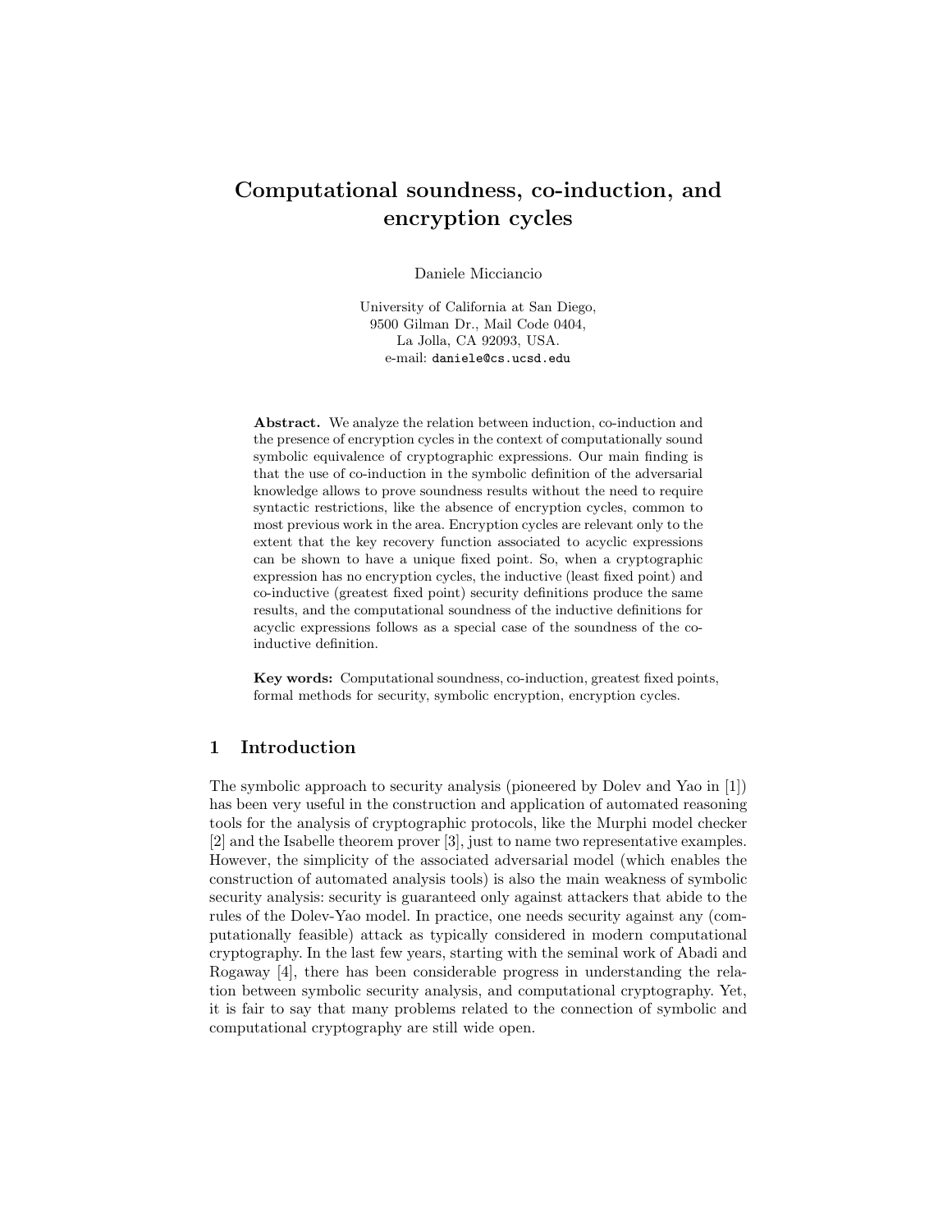# Computational soundness, co-induction, and encryption cycles

Daniele Micciancio

University of California at San Diego,
9500 Gilman Dr., Mail Code 0404,
La Jolla, CA 92093, USA.
e-mail: daniele@cs.ucsd.edu

**Abstract.** We analyze the relation between induction, co-induction and the presence of encryption cycles in the context of computationally sound symbolic equivalence of cryptographic expressions. Our main finding is that the use of co-induction in the symbolic definition of the adversarial knowledge allows to prove soundness results without the need to require syntactic restrictions, like the absence of encryption cycles, common to most previous work in the area. Encryption cycles are relevant only to the extent that the key recovery function associated to acyclic expressions can be shown to have a unique fixed point. So, when a cryptographic expression has no encryption cycles, the inductive (least fixed point) and co-inductive (greatest fixed point) security definitions produce the same results, and the computational soundness of the inductive definitions for acyclic expressions follows as a special case of the soundness of the co-inductive definition.

**Key words:** Computational soundness, co-induction, greatest fixed points, formal methods for security, symbolic encryption, encryption cycles.

## 1 Introduction

The symbolic approach to security analysis (pioneered by Dolev and Yao in [1]) has been very useful in the construction and application of automated reasoning tools for the analysis of cryptographic protocols, like the Murphi model checker [2] and the Isabelle theorem prover [3], just to name two representative examples. However, the simplicity of the associated adversarial model (which enables the construction of automated analysis tools) is also the main weakness of symbolic security analysis: security is guaranteed only against attackers that abide to the rules of the Dolev-Yao model. In practice, one needs security against any (computationally feasible) attack as typically considered in modern computational cryptography. In the last few years, starting with the seminal work of Abadi and Rogaway [4], there has been considerable progress in understanding the relation between symbolic security analysis, and computational cryptography. Yet, it is fair to say that many problems related to the connection of symbolic and computational cryptography are still wide open.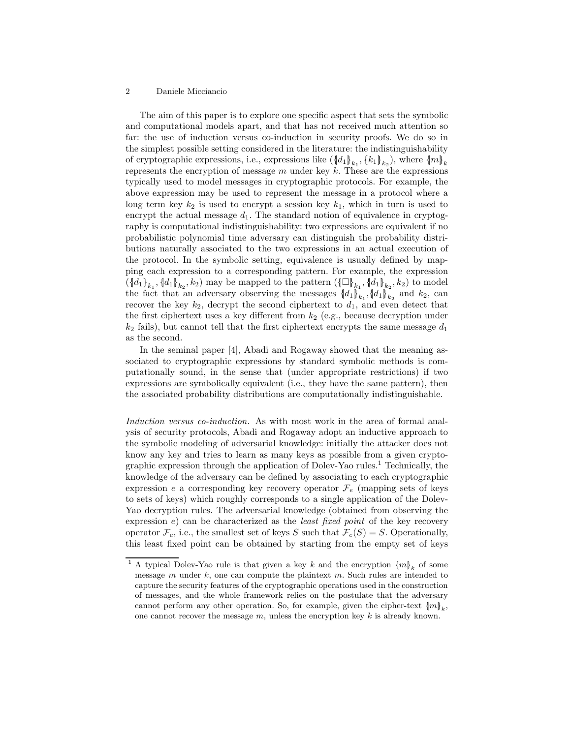The aim of this paper is to explore one specific aspect that sets the symbolic and computational models apart, and that has not received much attention so far: the use of induction versus co-induction in security proofs. We do so in the simplest possible setting considered in the literature: the indistinguishability of cryptographic expressions, i.e., expressions like $(\{\!|d_1|\!\}_{k_1}, \{\!|k_1|\!\}_{k_2})$, where $\{\!|m|\!\}_k$ represents the encryption of message $m$ under key $k$. These are the expressions typically used to model messages in cryptographic protocols. For example, the above expression may be used to represent the message in a protocol where a long term key $k_2$ is used to encrypt a session key $k_1$, which in turn is used to encrypt the actual message $d_1$. The standard notion of equivalence in cryptography is computational indistinguishability: two expressions are equivalent if no probabilistic polynomial time adversary can distinguish the probability distributions naturally associated to the two expressions in an actual execution of the protocol. In the symbolic setting, equivalence is usually defined by mapping each expression to a corresponding pattern. For example, the expression $(\{\!|d_1|\!\}_{k_1}, \{\!|d_1|\!\}_{k_2}, k_2)$ may be mapped to the pattern $(\{\!|\square|\!\}_{k_1}, \{\!|d_1|\!\}_{k_2}, k_2)$ to model the fact that an adversary observing the messages $\{\!|d_1|\!\}_{k_1}, \{\!|d_1|\!\}_{k_2}$ and $k_2$, can recover the key $k_2$, decrypt the second ciphertext to $d_1$, and even detect that the first ciphertext uses a key different from $k_2$ (e.g., because decryption under $k_2$ fails), but cannot tell that the first ciphertext encrypts the same message $d_1$ as the second.

In the seminal paper [4], Abadi and Rogaway showed that the meaning associated to cryptographic expressions by standard symbolic methods is computationally sound, in the sense that (under appropriate restrictions) if two expressions are symbolically equivalent (i.e., they have the same pattern), then the associated probability distributions are computationally indistinguishable.

*Induction versus co-induction.* As with most work in the area of formal analysis of security protocols, Abadi and Rogaway adopt an inductive approach to the symbolic modeling of adversarial knowledge: initially the attacker does not know any key and tries to learn as many keys as possible from a given cryptographic expression through the application of Dolev-Yao rules.[1] Technically, the knowledge of the adversary can be defined by associating to each cryptographic expression $e$ a corresponding key recovery operator $\mathcal{F}_e$ (mapping sets of keys to sets of keys) which roughly corresponds to a single application of the Dolev-Yao decryption rules. The adversarial knowledge (obtained from observing the expression $e$) can be characterized as the *least fixed point* of the key recovery operator $\mathcal{F}_e$, i.e., the smallest set of keys $S$ such that $\mathcal{F}_e(S) = S$. Operationally, this least fixed point can be obtained by starting from the empty set of keys

[1] A typical Dolev-Yao rule is that given a key $k$ and the encryption $\{\!|m|\!\}_k$ of some message $m$ under $k$, one can compute the plaintext $m$. Such rules are intended to capture the security features of the cryptographic operations used in the construction of messages, and the whole framework relies on the postulate that the adversary cannot perform any other operation. So, for example, given the cipher-text $\{\!|m|\!\}_k$, one cannot recover the message $m$, unless the encryption key $k$ is already known.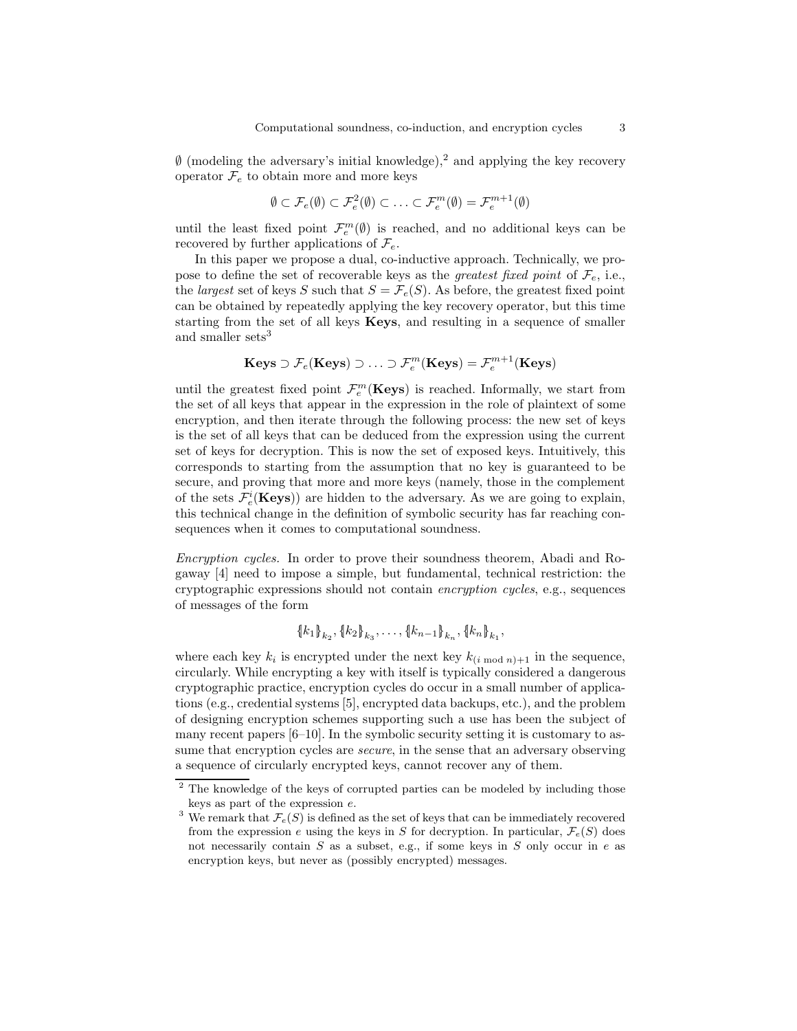$\emptyset$ (modeling the adversary's initial knowledge),[2] and applying the key recovery operator $\mathcal{F}_e$ to obtain more and more keys

$$\emptyset \subset \mathcal{F}_e(\emptyset) \subset \mathcal{F}_e^2(\emptyset) \subset \ldots \subset \mathcal{F}_e^m(\emptyset) = \mathcal{F}_e^{m+1}(\emptyset)$$

until the least fixed point $\mathcal{F}_e^m(\emptyset)$ is reached, and no additional keys can be recovered by further applications of $\mathcal{F}_e$.

In this paper we propose a dual, co-inductive approach. Technically, we propose to define the set of recoverable keys as the *greatest fixed point* of $\mathcal{F}_e$, i.e., the *largest* set of keys $S$ such that $S = \mathcal{F}_e(S)$. As before, the greatest fixed point can be obtained by repeatedly applying the key recovery operator, but this time starting from the set of all keys **Keys**, and resulting in a sequence of smaller and smaller sets[3]

$$\mathbf{Keys} \supset \mathcal{F}_e(\mathbf{Keys}) \supset \ldots \supset \mathcal{F}_e^m(\mathbf{Keys}) = \mathcal{F}_e^{m+1}(\mathbf{Keys})$$

until the greatest fixed point $\mathcal{F}_e^m(\mathbf{Keys})$ is reached. Informally, we start from the set of all keys that appear in the expression in the role of plaintext of some encryption, and then iterate through the following process: the new set of keys is the set of all keys that can be deduced from the expression using the current set of keys for decryption. This is now the set of exposed keys. Intuitively, this corresponds to starting from the assumption that no key is guaranteed to be secure, and proving that more and more keys (namely, those in the complement of the sets $\mathcal{F}_e^i(\mathbf{Keys})$) are hidden to the adversary. As we are going to explain, this technical change in the definition of symbolic security has far reaching consequences when it comes to computational soundness.

*Encryption cycles.* In order to prove their soundness theorem, Abadi and Rogaway [4] need to impose a simple, but fundamental, technical restriction: the cryptographic expressions should not contain *encryption cycles*, e.g., sequences of messages of the form

$$\{\!|k_1|\!\}_{k_2}, \{\!|k_2|\!\}_{k_3}, \ldots, \{\!|k_{n-1}|\!\}_{k_n}, \{\!|k_n|\!\}_{k_1},$$

where each key $k_i$ is encrypted under the next key $k_{(i \bmod n)+1}$ in the sequence, circularly. While encrypting a key with itself is typically considered a dangerous cryptographic practice, encryption cycles do occur in a small number of applications (e.g., credential systems [5], encrypted data backups, etc.), and the problem of designing encryption schemes supporting such a use has been the subject of many recent papers [6–10]. In the symbolic security setting it is customary to assume that encryption cycles are *secure*, in the sense that an adversary observing a sequence of circularly encrypted keys, cannot recover any of them.

---

[2] The knowledge of the keys of corrupted parties can be modeled by including those keys as part of the expression $e$.

[3] We remark that $\mathcal{F}_e(S)$ is defined as the set of keys that can be immediately recovered from the expression $e$ using the keys in $S$ for decryption. In particular, $\mathcal{F}_e(S)$ does not necessarily contain $S$ as a subset, e.g., if some keys in $S$ only occur in $e$ as encryption keys, but never as (possibly encrypted) messages.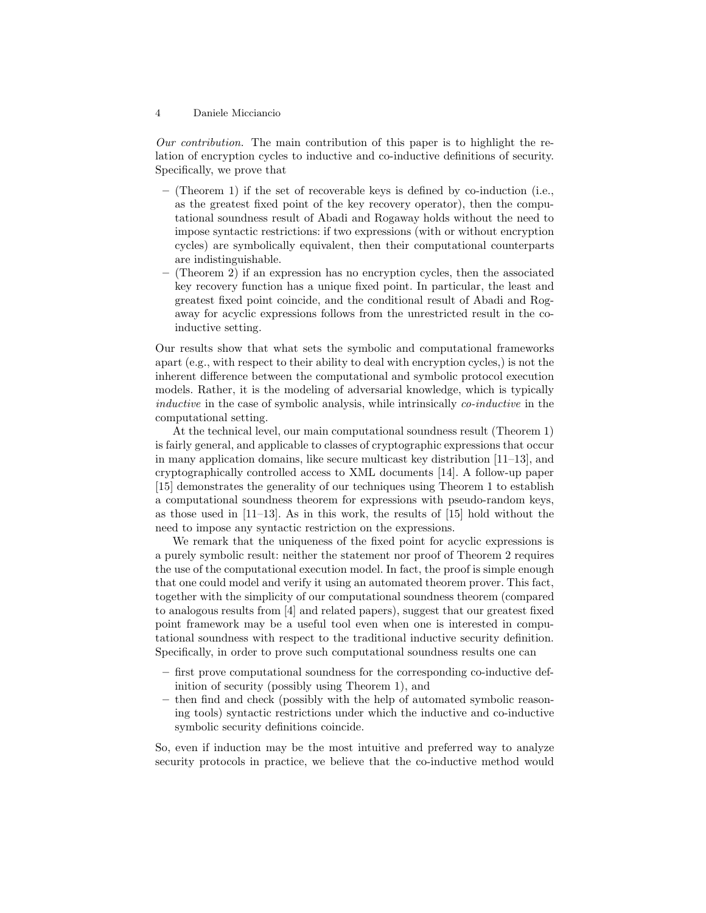*Our contribution.* The main contribution of this paper is to highlight the relation of encryption cycles to inductive and co-inductive definitions of security. Specifically, we prove that

- (Theorem 1) if the set of recoverable keys is defined by co-induction (i.e., as the greatest fixed point of the key recovery operator), then the computational soundness result of Abadi and Rogaway holds without the need to impose syntactic restrictions: if two expressions (with or without encryption cycles) are symbolically equivalent, then their computational counterparts are indistinguishable.
- (Theorem 2) if an expression has no encryption cycles, then the associated key recovery function has a unique fixed point. In particular, the least and greatest fixed point coincide, and the conditional result of Abadi and Rogaway for acyclic expressions follows from the unrestricted result in the co-inductive setting.

Our results show that what sets the symbolic and computational frameworks apart (e.g., with respect to their ability to deal with encryption cycles,) is not the inherent difference between the computational and symbolic protocol execution models. Rather, it is the modeling of adversarial knowledge, which is typically *inductive* in the case of symbolic analysis, while intrinsically *co-inductive* in the computational setting.

At the technical level, our main computational soundness result (Theorem 1) is fairly general, and applicable to classes of cryptographic expressions that occur in many application domains, like secure multicast key distribution [11–13], and cryptographically controlled access to XML documents [14]. A follow-up paper [15] demonstrates the generality of our techniques using Theorem 1 to establish a computational soundness theorem for expressions with pseudo-random keys, as those used in [11–13]. As in this work, the results of [15] hold without the need to impose any syntactic restriction on the expressions.

We remark that the uniqueness of the fixed point for acyclic expressions is a purely symbolic result: neither the statement nor proof of Theorem 2 requires the use of the computational execution model. In fact, the proof is simple enough that one could model and verify it using an automated theorem prover. This fact, together with the simplicity of our computational soundness theorem (compared to analogous results from [4] and related papers), suggest that our greatest fixed point framework may be a useful tool even when one is interested in computational soundness with respect to the traditional inductive security definition. Specifically, in order to prove such computational soundness results one can

- first prove computational soundness for the corresponding co-inductive definition of security (possibly using Theorem 1), and
- then find and check (possibly with the help of automated symbolic reasoning tools) syntactic restrictions under which the inductive and co-inductive symbolic security definitions coincide.

So, even if induction may be the most intuitive and preferred way to analyze security protocols in practice, we believe that the co-inductive method would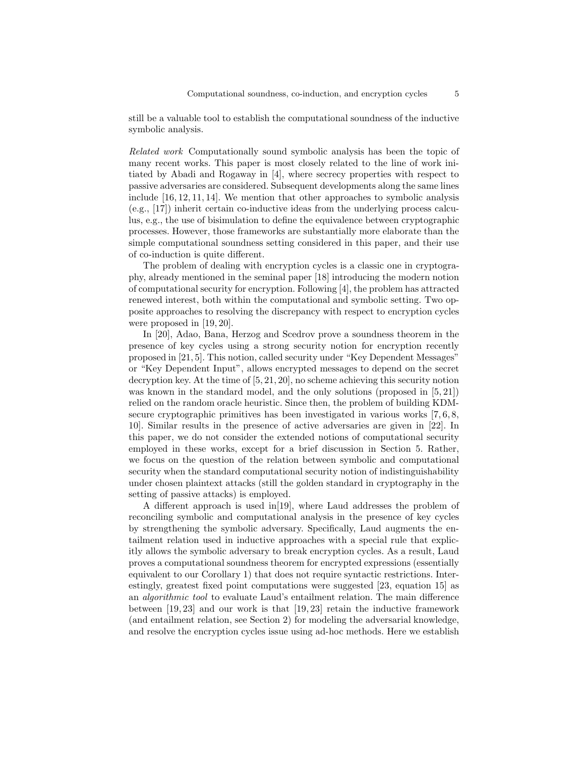still be a valuable tool to establish the computational soundness of the inductive symbolic analysis.

*Related work* Computationally sound symbolic analysis has been the topic of many recent works. This paper is most closely related to the line of work initiated by Abadi and Rogaway in [4], where secrecy properties with respect to passive adversaries are considered. Subsequent developments along the same lines include [16, 12, 11, 14]. We mention that other approaches to symbolic analysis (e.g., [17]) inherit certain co-inductive ideas from the underlying process calculus, e.g., the use of bisimulation to define the equivalence between cryptographic processes. However, those frameworks are substantially more elaborate than the simple computational soundness setting considered in this paper, and their use of co-induction is quite different.

The problem of dealing with encryption cycles is a classic one in cryptography, already mentioned in the seminal paper [18] introducing the modern notion of computational security for encryption. Following [4], the problem has attracted renewed interest, both within the computational and symbolic setting. Two opposite approaches to resolving the discrepancy with respect to encryption cycles were proposed in [19, 20].

In [20], Adao, Bana, Herzog and Scedrov prove a soundness theorem in the presence of key cycles using a strong security notion for encryption recently proposed in [21, 5]. This notion, called security under "Key Dependent Messages" or "Key Dependent Input", allows encrypted messages to depend on the secret decryption key. At the time of [5, 21, 20], no scheme achieving this security notion was known in the standard model, and the only solutions (proposed in [5, 21]) relied on the random oracle heuristic. Since then, the problem of building KDM-secure cryptographic primitives has been investigated in various works [7, 6, 8, 10]. Similar results in the presence of active adversaries are given in [22]. In this paper, we do not consider the extended notions of computational security employed in these works, except for a brief discussion in Section 5. Rather, we focus on the question of the relation between symbolic and computational security when the standard computational security notion of indistinguishability under chosen plaintext attacks (still the golden standard in cryptography in the setting of passive attacks) is employed.

A different approach is used in[19], where Laud addresses the problem of reconciling symbolic and computational analysis in the presence of key cycles by strengthening the symbolic adversary. Specifically, Laud augments the entailment relation used in inductive approaches with a special rule that explicitly allows the symbolic adversary to break encryption cycles. As a result, Laud proves a computational soundness theorem for encrypted expressions (essentially equivalent to our Corollary 1) that does not require syntactic restrictions. Interestingly, greatest fixed point computations were suggested [23, equation 15] as an *algorithmic tool* to evaluate Laud's entailment relation. The main difference between [19, 23] and our work is that [19, 23] retain the inductive framework (and entailment relation, see Section 2) for modeling the adversarial knowledge, and resolve the encryption cycles issue using ad-hoc methods. Here we establish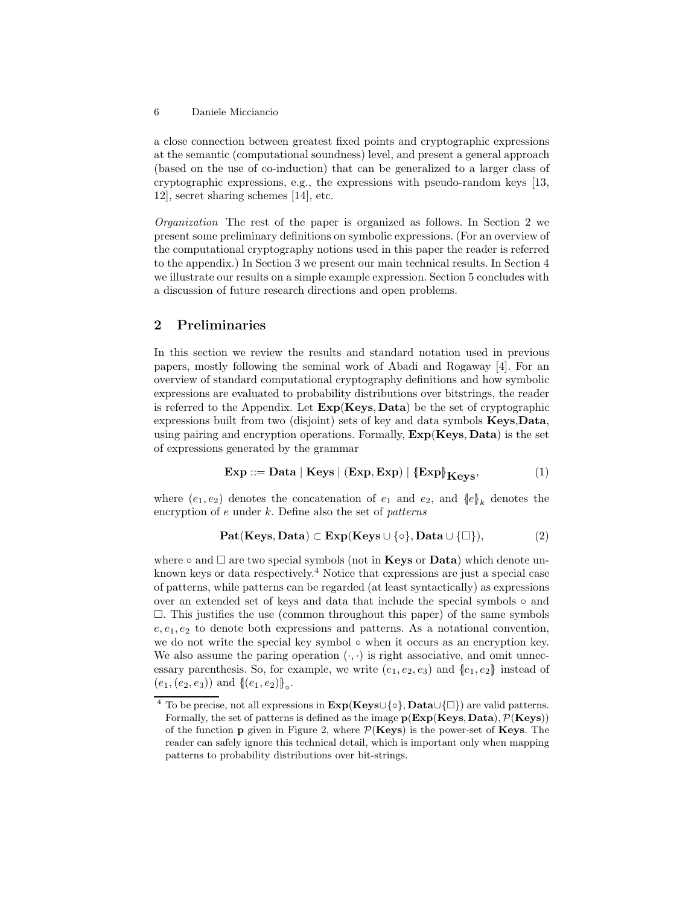a close connection between greatest fixed points and cryptographic expressions at the semantic (computational soundness) level, and present a general approach (based on the use of co-induction) that can be generalized to a larger class of cryptographic expressions, e.g., the expressions with pseudo-random keys [13, 12], secret sharing schemes [14], etc.

*Organization* The rest of the paper is organized as follows. In Section 2 we present some preliminary definitions on symbolic expressions. (For an overview of the computational cryptography notions used in this paper the reader is referred to the appendix.) In Section 3 we present our main technical results. In Section 4 we illustrate our results on a simple example expression. Section 5 concludes with a discussion of future research directions and open problems.

## 2 Preliminaries

In this section we review the results and standard notation used in previous papers, mostly following the seminal work of Abadi and Rogaway [4]. For an overview of standard computational cryptography definitions and how symbolic expressions are evaluated to probability distributions over bitstrings, the reader is referred to the Appendix. Let $\mathbf{Exp}(\mathbf{Keys}, \mathbf{Data})$ be the set of cryptographic expressions built from two (disjoint) sets of key and data symbols $\mathbf{Keys}$,$\mathbf{Data}$, using pairing and encryption operations. Formally, $\mathbf{Exp}(\mathbf{Keys}, \mathbf{Data})$ is the set of expressions generated by the grammar

$$\mathbf{Exp} ::= \mathbf{Data} \mid \mathbf{Keys} \mid (\mathbf{Exp}, \mathbf{Exp}) \mid \{\!|\mathbf{Exp}|\!\}_{\mathbf{Keys}}, \tag{1}$$

where $(e_1, e_2)$ denotes the concatenation of $e_1$ and $e_2$, and $\{\!|e|\!\}_k$ denotes the encryption of $e$ under $k$. Define also the set of *patterns*

$$\mathbf{Pat}(\mathbf{Keys}, \mathbf{Data}) \subset \mathbf{Exp}(\mathbf{Keys} \cup \{\circ\}, \mathbf{Data} \cup \{\square\}), \tag{2}$$

where $\circ$ and $\square$ are two special symbols (not in $\mathbf{Keys}$ or $\mathbf{Data}$) which denote unknown keys or data respectively.[4] Notice that expressions are just a special case of patterns, while patterns can be regarded (at least syntactically) as expressions over an extended set of keys and data that include the special symbols $\circ$ and $\square$. This justifies the use (common throughout this paper) of the same symbols $e, e_1, e_2$ to denote both expressions and patterns. As a notational convention, we do not write the special key symbol $\circ$ when it occurs as an encryption key. We also assume the paring operation $(\cdot, \cdot)$ is right associative, and omit unnecessary parenthesis. So, for example, we write $(e_1, e_2, e_3)$ and $\{\!|e_1, e_2|\!\}$ instead of $(e_1, (e_2, e_3))$ and $\{\!|(e_1, e_2)|\!\}_\circ$.

[4] To be precise, not all expressions in $\mathbf{Exp}(\mathbf{Keys} \cup \{\circ\}, \mathbf{Data} \cup \{\square\})$ are valid patterns. Formally, the set of patterns is defined as the image $\mathbf{p}(\mathbf{Exp}(\mathbf{Keys}, \mathbf{Data}), \mathcal{P}(\mathbf{Keys}))$ of the function $\mathbf{p}$ given in Figure 2, where $\mathcal{P}(\mathbf{Keys})$ is the power-set of $\mathbf{Keys}$. The reader can safely ignore this technical detail, which is important only when mapping patterns to probability distributions over bit-strings.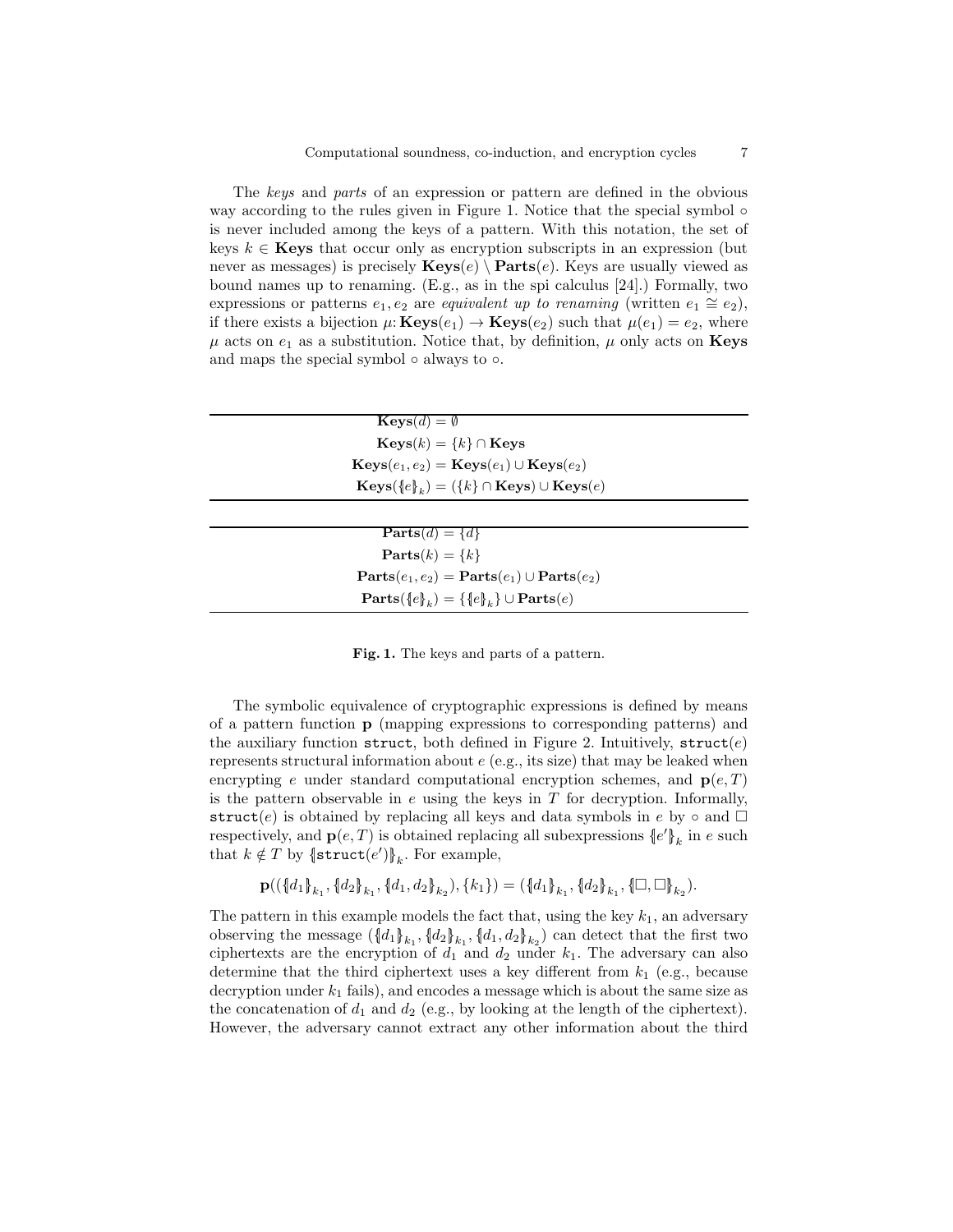The *keys* and *parts* of an expression or pattern are defined in the obvious way according to the rules given in Figure 1. Notice that the special symbol $\circ$ is never included among the keys of a pattern. With this notation, the set of keys $k \in \mathbf{Keys}$ that occur only as encryption subscripts in an expression (but never as messages) is precisely $\mathbf{Keys}(e) \setminus \mathbf{Parts}(e)$. Keys are usually viewed as bound names up to renaming. (E.g., as in the spi calculus [24].) Formally, two expressions or patterns $e_1, e_2$ are *equivalent up to renaming* (written $e_1 \cong e_2$), if there exists a bijection $\mu \colon \mathbf{Keys}(e_1) \to \mathbf{Keys}(e_2)$ such that $\mu(e_1) = e_2$, where $\mu$ acts on $e_1$ as a substitution. Notice that, by definition, $\mu$ only acts on $\mathbf{Keys}$ and maps the special symbol $\circ$ always to $\circ$.

$$
\begin{aligned}
\mathbf{Keys}(d) &= \emptyset \\
\mathbf{Keys}(k) &= \{k\} \cap \mathbf{Keys} \\
\mathbf{Keys}(e_1, e_2) &= \mathbf{Keys}(e_1) \cup \mathbf{Keys}(e_2) \\
\mathbf{Keys}(\{\!|e|\!\}_k) &= (\{k\} \cap \mathbf{Keys}) \cup \mathbf{Keys}(e)
\end{aligned}
$$

$$
\begin{aligned}
\mathbf{Parts}(d) &= \{d\} \\
\mathbf{Parts}(k) &= \{k\} \\
\mathbf{Parts}(e_1, e_2) &= \mathbf{Parts}(e_1) \cup \mathbf{Parts}(e_2) \\
\mathbf{Parts}(\{\!|e|\!\}_k) &= \{\{\!|e|\!\}_k\} \cup \mathbf{Parts}(e)
\end{aligned}
$$

**Fig. 1.** The keys and parts of a pattern.

The symbolic equivalence of cryptographic expressions is defined by means of a pattern function $\mathbf{p}$ (mapping expressions to corresponding patterns) and the auxiliary function $\mathtt{struct}$, both defined in Figure 2. Intuitively, $\mathtt{struct}(e)$ represents structural information about $e$ (e.g., its size) that may be leaked when encrypting $e$ under standard computational encryption schemes, and $\mathbf{p}(e, T)$ is the pattern observable in $e$ using the keys in $T$ for decryption. Informally, $\mathtt{struct}(e)$ is obtained by replacing all keys and data symbols in $e$ by $\circ$ and $\Box$ respectively, and $\mathbf{p}(e, T)$ is obtained replacing all subexpressions $\{\!|e'|\!\}_k$ in $e$ such that $k \notin T$ by $\{\!|\mathtt{struct}(e')|\!\}_k$. For example,

$$\mathbf{p}((\{\!|d_1|\!\}_{k_1}, \{\!|d_2|\!\}_{k_1}, \{\!|d_1, d_2|\!\}_{k_2}), \{k_1\}) = (\{\!|d_1|\!\}_{k_1}, \{\!|d_2|\!\}_{k_1}, \{\!|\Box, \Box|\!\}_{k_2}).$$

The pattern in this example models the fact that, using the key $k_1$, an adversary observing the message $(\{\!|d_1|\!\}_{k_1}, \{\!|d_2|\!\}_{k_1}, \{\!|d_1, d_2|\!\}_{k_2})$ can detect that the first two ciphertexts are the encryption of $d_1$ and $d_2$ under $k_1$. The adversary can also determine that the third ciphertext uses a key different from $k_1$ (e.g., because decryption under $k_1$ fails), and encodes a message which is about the same size as the concatenation of $d_1$ and $d_2$ (e.g., by looking at the length of the ciphertext). However, the adversary cannot extract any other information about the third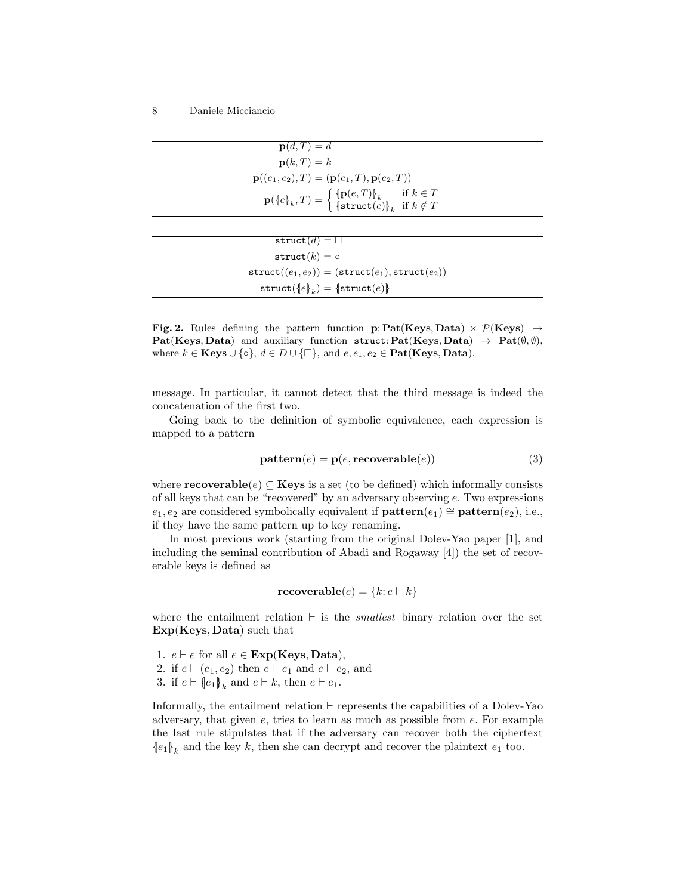$$\mathbf{p}(d, T) = d$$

$$\mathbf{p}(k, T) = k$$

$$\mathbf{p}((e_1, e_2), T) = (\mathbf{p}(e_1, T), \mathbf{p}(e_2, T))$$

$$\mathbf{p}(\{\!|e|\!\}_k, T) = \begin{cases} \{\!|\mathbf{p}(e, T)|\!\}_k & \text{if } k \in T \\ \{\!|\mathtt{struct}(e)|\!\}_k & \text{if } k \notin T \end{cases}$$

$$\mathtt{struct}(d) = \square$$

$$\mathtt{struct}(k) = \circ$$

$$\mathtt{struct}((e_1, e_2)) = (\mathtt{struct}(e_1), \mathtt{struct}(e_2))$$

$$\mathtt{struct}(\{\!|e|\!\}_k) = \{\!|\mathtt{struct}(e)|\!\}$$

**Fig. 2.** Rules defining the pattern function $\mathbf{p}\colon \mathbf{Pat}(\mathbf{Keys}, \mathbf{Data}) \times \mathcal{P}(\mathbf{Keys}) \rightarrow \mathbf{Pat}(\mathbf{Keys}, \mathbf{Data})$ and auxiliary function $\mathtt{struct}\colon \mathbf{Pat}(\mathbf{Keys}, \mathbf{Data}) \rightarrow \mathbf{Pat}(\emptyset, \emptyset)$, where $k \in \mathbf{Keys} \cup \{\circ\}$, $d \in D \cup \{\square\}$, and $e, e_1, e_2 \in \mathbf{Pat}(\mathbf{Keys}, \mathbf{Data})$.

message. In particular, it cannot detect that the third message is indeed the concatenation of the first two.

Going back to the definition of symbolic equivalence, each expression is mapped to a pattern

$$\mathbf{pattern}(e) = \mathbf{p}(e, \mathbf{recoverable}(e)) \tag{3}$$

where $\mathbf{recoverable}(e) \subseteq \mathbf{Keys}$ is a set (to be defined) which informally consists of all keys that can be "recovered" by an adversary observing $e$. Two expressions $e_1, e_2$ are considered symbolically equivalent if $\mathbf{pattern}(e_1) \cong \mathbf{pattern}(e_2)$, i.e., if they have the same pattern up to key renaming.

In most previous work (starting from the original Dolev-Yao paper [1], and including the seminal contribution of Abadi and Rogaway [4]) the set of recoverable keys is defined as

$$\mathbf{recoverable}(e) = \{k \colon e \vdash k\}$$

where the entailment relation $\vdash$ is the *smallest* binary relation over the set $\mathbf{Exp}(\mathbf{Keys}, \mathbf{Data})$ such that

1. $e \vdash e$ for all $e \in \mathbf{Exp}(\mathbf{Keys}, \mathbf{Data})$,
2. if $e \vdash (e_1, e_2)$ then $e \vdash e_1$ and $e \vdash e_2$, and
3. if $e \vdash \{\!|e_1|\!\}_k$ and $e \vdash k$, then $e \vdash e_1$.

Informally, the entailment relation $\vdash$ represents the capabilities of a Dolev-Yao adversary, that given $e$, tries to learn as much as possible from $e$. For example the last rule stipulates that if the adversary can recover both the ciphertext $\{\!|e_1|\!\}_k$ and the key $k$, then she can decrypt and recover the plaintext $e_1$ too.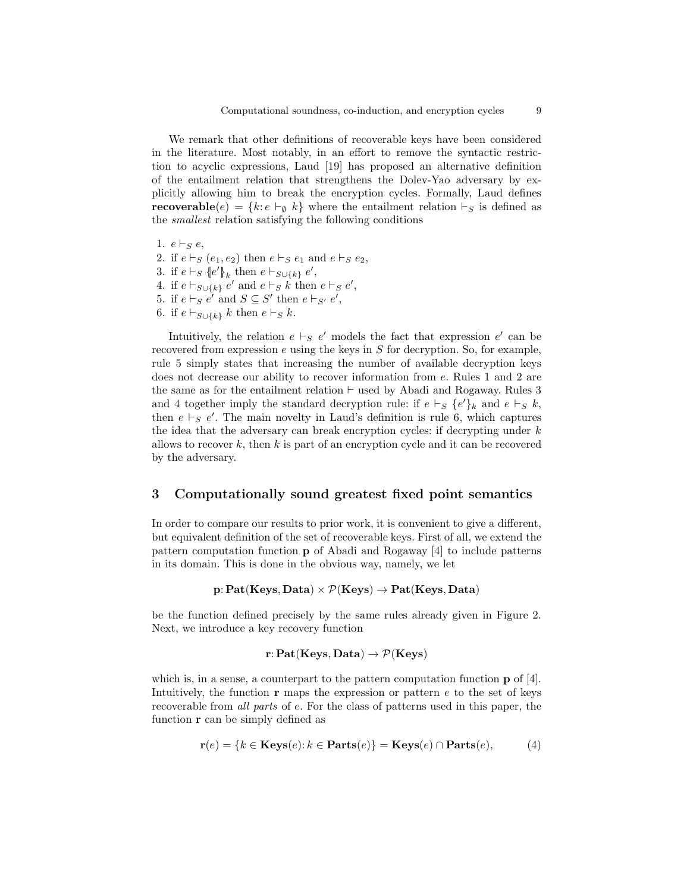We remark that other definitions of recoverable keys have been considered in the literature. Most notably, in an effort to remove the syntactic restriction to acyclic expressions, Laud [19] has proposed an alternative definition of the entailment relation that strengthens the Dolev-Yao adversary by explicitly allowing him to break the encryption cycles. Formally, Laud defines $\mathbf{recoverable}(e) = \{k : e \vdash_\emptyset k\}$ where the entailment relation $\vdash_S$ is defined as the *smallest* relation satisfying the following conditions

1. $e \vdash_S e$,
2. if $e \vdash_S (e_1, e_2)$ then $e \vdash_S e_1$ and $e \vdash_S e_2$,
3. if $e \vdash_S \{\!|e'|\!\}_k$ then $e \vdash_{S \cup \{k\}} e'$,
4. if $e \vdash_{S \cup \{k\}} e'$ and $e \vdash_S k$ then $e \vdash_S e'$,
5. if $e \vdash_S e'$ and $S \subseteq S'$ then $e \vdash_{S'} e'$,
6. if $e \vdash_{S \cup \{k\}} k$ then $e \vdash_S k$.

Intuitively, the relation $e \vdash_S e'$ models the fact that expression $e'$ can be recovered from expression $e$ using the keys in $S$ for decryption. So, for example, rule 5 simply states that increasing the number of available decryption keys does not decrease our ability to recover information from $e$. Rules 1 and 2 are the same as for the entailment relation $\vdash$ used by Abadi and Rogaway. Rules 3 and 4 together imply the standard decryption rule: if $e \vdash_S \{e'\}_k$ and $e \vdash_S k$, then $e \vdash_S e'$. The main novelty in Laud's definition is rule 6, which captures the idea that the adversary can break encryption cycles: if decrypting under $k$ allows to recover $k$, then $k$ is part of an encryption cycle and it can be recovered by the adversary.

## 3 Computationally sound greatest fixed point semantics

In order to compare our results to prior work, it is convenient to give a different, but equivalent definition of the set of recoverable keys. First of all, we extend the pattern computation function $\mathbf{p}$ of Abadi and Rogaway [4] to include patterns in its domain. This is done in the obvious way, namely, we let

$$\mathbf{p} \colon \mathbf{Pat}(\mathbf{Keys}, \mathbf{Data}) \times \mathcal{P}(\mathbf{Keys}) \to \mathbf{Pat}(\mathbf{Keys}, \mathbf{Data})$$

be the function defined precisely by the same rules already given in Figure 2. Next, we introduce a key recovery function

$$\mathbf{r} \colon \mathbf{Pat}(\mathbf{Keys}, \mathbf{Data}) \to \mathcal{P}(\mathbf{Keys})$$

which is, in a sense, a counterpart to the pattern computation function $\mathbf{p}$ of [4]. Intuitively, the function $\mathbf{r}$ maps the expression or pattern $e$ to the set of keys recoverable from *all parts* of $e$. For the class of patterns used in this paper, the function $\mathbf{r}$ can be simply defined as

$$\mathbf{r}(e) = \{k \in \mathbf{Keys}(e) \colon k \in \mathbf{Parts}(e)\} = \mathbf{Keys}(e) \cap \mathbf{Parts}(e), \tag{4}$$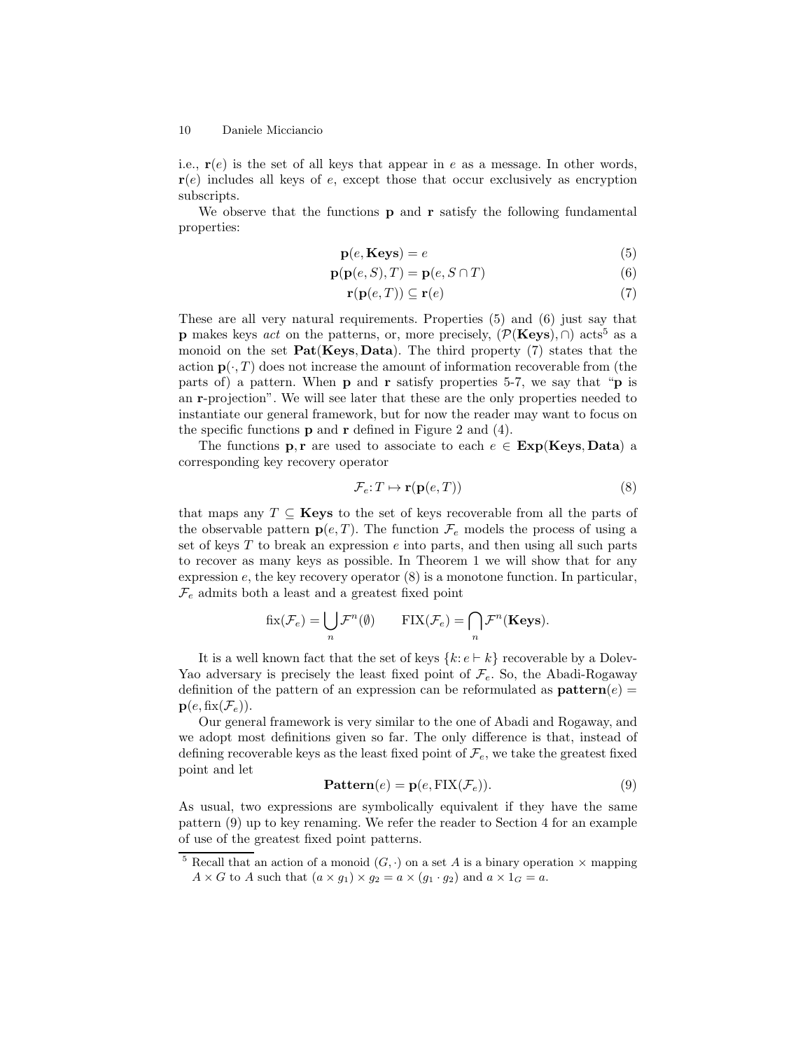i.e., $\mathbf{r}(e)$ is the set of all keys that appear in $e$ as a message. In other words, $\mathbf{r}(e)$ includes all keys of $e$, except those that occur exclusively as encryption subscripts.

We observe that the functions $\mathbf{p}$ and $\mathbf{r}$ satisfy the following fundamental properties:

$$\mathbf{p}(e, \mathbf{Keys}) = e \tag{5}$$

$$\mathbf{p}(\mathbf{p}(e, S), T) = \mathbf{p}(e, S \cap T) \tag{6}$$

$$\mathbf{r}(\mathbf{p}(e, T)) \subseteq \mathbf{r}(e) \tag{7}$$

These are all very natural requirements. Properties (5) and (6) just say that $\mathbf{p}$ makes keys *act* on the patterns, or, more precisely, $(\mathcal{P}(\mathbf{Keys}), \cap)$ acts[5] as a monoid on the set $\mathbf{Pat}(\mathbf{Keys}, \mathbf{Data})$. The third property (7) states that the action $\mathbf{p}(\cdot, T)$ does not increase the amount of information recoverable from (the parts of) a pattern. When $\mathbf{p}$ and $\mathbf{r}$ satisfy properties 5-7, we say that "$\mathbf{p}$ is an $\mathbf{r}$-projection". We will see later that these are the only properties needed to instantiate our general framework, but for now the reader may want to focus on the specific functions $\mathbf{p}$ and $\mathbf{r}$ defined in Figure 2 and (4).

The functions $\mathbf{p}, \mathbf{r}$ are used to associate to each $e \in \mathbf{Exp}(\mathbf{Keys}, \mathbf{Data})$ a corresponding key recovery operator

$$\mathcal{F}_e \colon T \mapsto \mathbf{r}(\mathbf{p}(e, T)) \tag{8}$$

that maps any $T \subseteq \mathbf{Keys}$ to the set of keys recoverable from all the parts of the observable pattern $\mathbf{p}(e, T)$. The function $\mathcal{F}_e$ models the process of using a set of keys $T$ to break an expression $e$ into parts, and then using all such parts to recover as many keys as possible. In Theorem 1 we will show that for any expression $e$, the key recovery operator (8) is a monotone function. In particular, $\mathcal{F}_e$ admits both a least and a greatest fixed point

$$\mathrm{fix}(\mathcal{F}_e) = \bigcup_n \mathcal{F}^n(\emptyset) \qquad \mathrm{FIX}(\mathcal{F}_e) = \bigcap_n \mathcal{F}^n(\mathbf{Keys}).$$

It is a well known fact that the set of keys $\{k \colon e \vdash k\}$ recoverable by a Dolev-Yao adversary is precisely the least fixed point of $\mathcal{F}_e$. So, the Abadi-Rogaway definition of the pattern of an expression can be reformulated as $\mathbf{pattern}(e) = \mathbf{p}(e, \mathrm{fix}(\mathcal{F}_e))$.

Our general framework is very similar to the one of Abadi and Rogaway, and we adopt most definitions given so far. The only difference is that, instead of defining recoverable keys as the least fixed point of $\mathcal{F}_e$, we take the greatest fixed point and let

$$\mathbf{Pattern}(e) = \mathbf{p}(e, \mathrm{FIX}(\mathcal{F}_e)). \tag{9}$$

As usual, two expressions are symbolically equivalent if they have the same pattern (9) up to key renaming. We refer the reader to Section 4 for an example of use of the greatest fixed point patterns.

[5] Recall that an action of a monoid $(G, \cdot)$ on a set $A$ is a binary operation $\times$ mapping $A \times G$ to $A$ such that $(a \times g_1) \times g_2 = a \times (g_1 \cdot g_2)$ and $a \times 1_G = a$.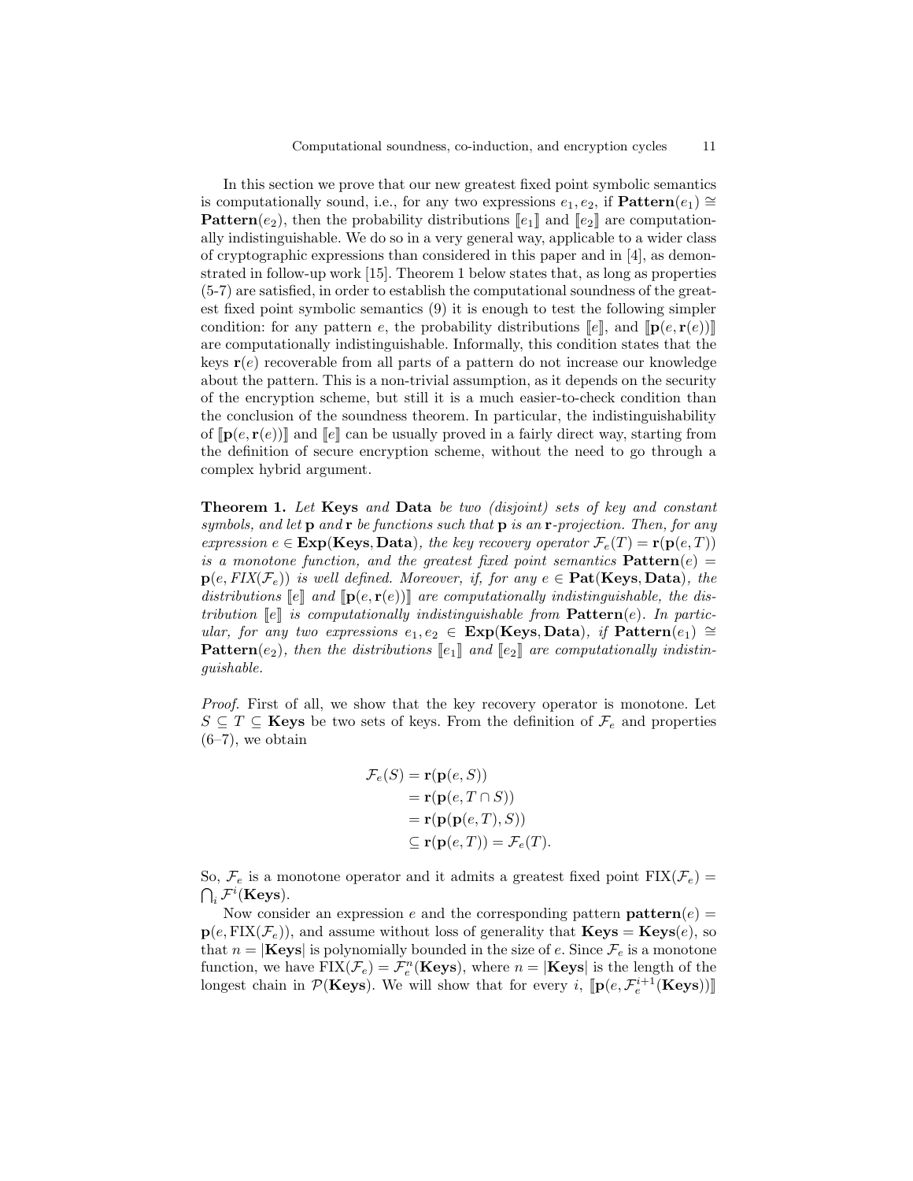In this section we prove that our new greatest fixed point symbolic semantics is computationally sound, i.e., for any two expressions $e_1, e_2$, if $\mathbf{Pattern}(e_1) \cong \mathbf{Pattern}(e_2)$, then the probability distributions $[\![e_1]\!]$ and $[\![e_2]\!]$ are computationally indistinguishable. We do so in a very general way, applicable to a wider class of cryptographic expressions than considered in this paper and in [4], as demonstrated in follow-up work [15]. Theorem 1 below states that, as long as properties (5-7) are satisfied, in order to establish the computational soundness of the greatest fixed point symbolic semantics (9) it is enough to test the following simpler condition: for any pattern $e$, the probability distributions $[\![e]\!]$, and $[\![\mathbf{p}(e, \mathbf{r}(e))]\!]$ are computationally indistinguishable. Informally, this condition states that the keys $\mathbf{r}(e)$ recoverable from all parts of a pattern do not increase our knowledge about the pattern. This is a non-trivial assumption, as it depends on the security of the encryption scheme, but still it is a much easier-to-check condition than the conclusion of the soundness theorem. In particular, the indistinguishability of $[\![\mathbf{p}(e, \mathbf{r}(e))]\!]$ and $[\![e]\!]$ can be usually proved in a fairly direct way, starting from the definition of secure encryption scheme, without the need to go through a complex hybrid argument.

**Theorem 1.** *Let* **Keys** *and* **Data** *be two (disjoint) sets of key and constant symbols, and let* $\mathbf{p}$ *and* $\mathbf{r}$ *be functions such that* $\mathbf{p}$ *is an* $\mathbf{r}$*-projection. Then, for any expression* $e \in \mathbf{Exp}(\mathbf{Keys}, \mathbf{Data})$*, the key recovery operator* $\mathcal{F}_e(T) = \mathbf{r}(\mathbf{p}(e, T))$ *is a monotone function, and the greatest fixed point semantics* $\mathbf{Pattern}(e) = \mathbf{p}(e, FIX(\mathcal{F}_e))$ *is well defined. Moreover, if, for any* $e \in \mathbf{Pat}(\mathbf{Keys}, \mathbf{Data})$*, the distributions* $[\![e]\!]$ *and* $[\![\mathbf{p}(e, \mathbf{r}(e))]\!]$ *are computationally indistinguishable, the distribution* $[\![e]\!]$ *is computationally indistinguishable from* $\mathbf{Pattern}(e)$*. In particular, for any two expressions* $e_1, e_2 \in \mathbf{Exp}(\mathbf{Keys}, \mathbf{Data})$*, if* $\mathbf{Pattern}(e_1) \cong \mathbf{Pattern}(e_2)$*, then the distributions* $[\![e_1]\!]$ *and* $[\![e_2]\!]$ *are computationally indistinguishable.*

*Proof.* First of all, we show that the key recovery operator is monotone. Let $S \subseteq T \subseteq \mathbf{Keys}$ be two sets of keys. From the definition of $\mathcal{F}_e$ and properties (6–7), we obtain

$$
\begin{aligned}
\mathcal{F}_e(S) &= \mathbf{r}(\mathbf{p}(e, S)) \\
&= \mathbf{r}(\mathbf{p}(e, T \cap S)) \\
&= \mathbf{r}(\mathbf{p}(\mathbf{p}(e, T), S)) \\
&\subseteq \mathbf{r}(\mathbf{p}(e, T)) = \mathcal{F}_e(T).
\end{aligned}
$$

So, $\mathcal{F}_e$ is a monotone operator and it admits a greatest fixed point $\mathrm{FIX}(\mathcal{F}_e) = \bigcap_i \mathcal{F}^i(\mathbf{Keys})$.

Now consider an expression $e$ and the corresponding pattern $\mathbf{pattern}(e) = \mathbf{p}(e, \mathrm{FIX}(\mathcal{F}_e))$, and assume without loss of generality that $\mathbf{Keys} = \mathbf{Keys}(e)$, so that $n = |\mathbf{Keys}|$ is polynomially bounded in the size of $e$. Since $\mathcal{F}_e$ is a monotone function, we have $\mathrm{FIX}(\mathcal{F}_e) = \mathcal{F}_e^n(\mathbf{Keys})$, where $n = |\mathbf{Keys}|$ is the length of the longest chain in $\mathcal{P}(\mathbf{Keys})$. We will show that for every $i$, $[\![\mathbf{p}(e, \mathcal{F}_e^{i+1}(\mathbf{Keys}))]\!]$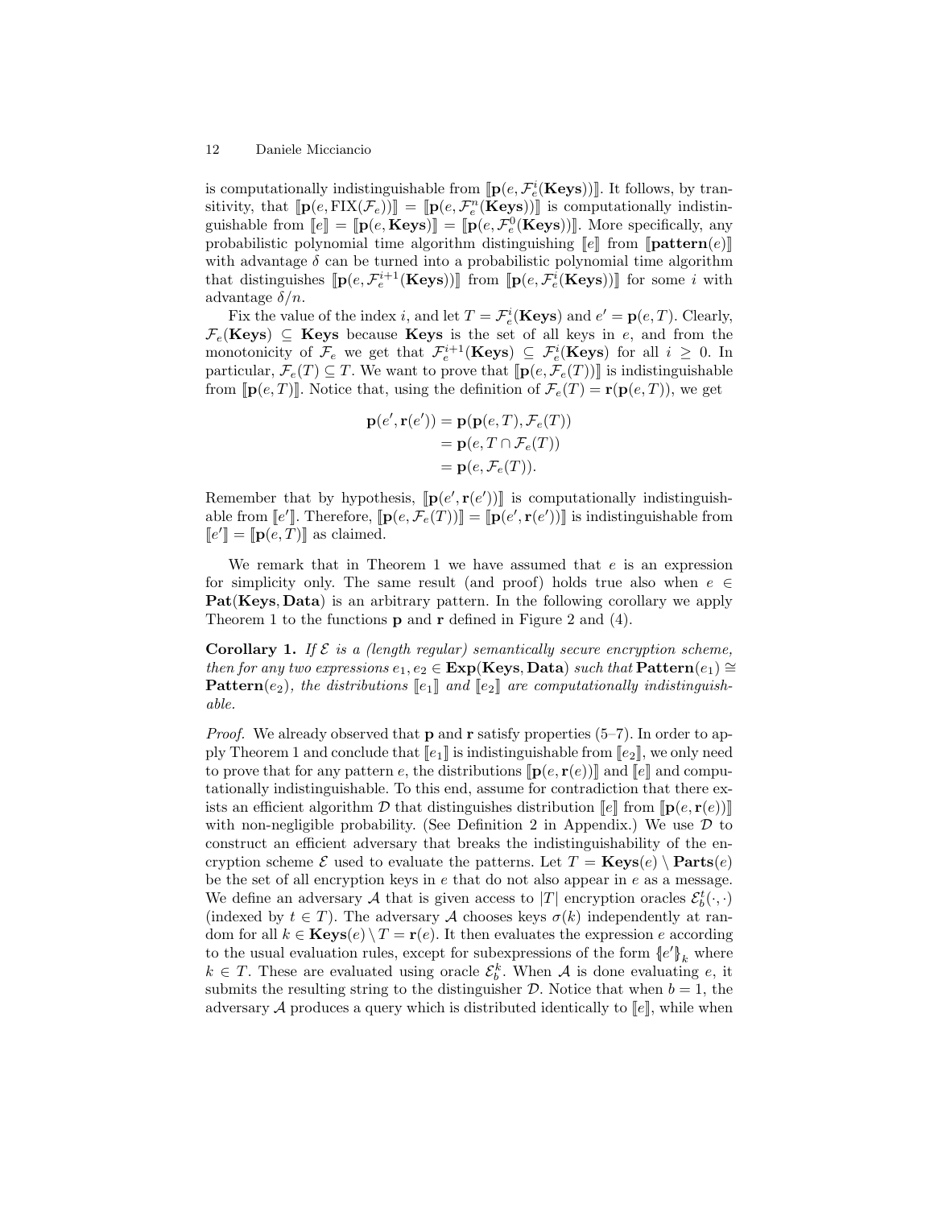is computationally indistinguishable from $[\![\mathbf{p}(e, \mathcal{F}_e^i(\mathbf{Keys}))]\!]$. It follows, by transitivity, that $[\![\mathbf{p}(e, \mathrm{FIX}(\mathcal{F}_e))]\!] = [\![\mathbf{p}(e, \mathcal{F}_e^n(\mathbf{Keys}))]\!]$ is computationally indistinguishable from $[\![e]\!] = [\![\mathbf{p}(e, \mathbf{Keys})]\!] = [\![\mathbf{p}(e, \mathcal{F}_e^0(\mathbf{Keys}))]\!]$. More specifically, any probabilistic polynomial time algorithm distinguishing $[\![e]\!]$ from $[\![\mathbf{pattern}(e)]\!]$ with advantage $\delta$ can be turned into a probabilistic polynomial time algorithm that distinguishes $[\![\mathbf{p}(e, \mathcal{F}_e^{i+1}(\mathbf{Keys}))]\!]$ from $[\![\mathbf{p}(e, \mathcal{F}_e^i(\mathbf{Keys}))]\!]$ for some $i$ with advantage $\delta/n$.

Fix the value of the index $i$, and let $T = \mathcal{F}_e^i(\mathbf{Keys})$ and $e' = \mathbf{p}(e, T)$. Clearly, $\mathcal{F}_e(\mathbf{Keys}) \subseteq \mathbf{Keys}$ because $\mathbf{Keys}$ is the set of all keys in $e$, and from the monotonicity of $\mathcal{F}_e$ we get that $\mathcal{F}_e^{i+1}(\mathbf{Keys}) \subseteq \mathcal{F}_e^i(\mathbf{Keys})$ for all $i \geq 0$. In particular, $\mathcal{F}_e(T) \subseteq T$. We want to prove that $[\![\mathbf{p}(e, \mathcal{F}_e(T))]\!]$ is indistinguishable from $[\![\mathbf{p}(e, T)]\!]$. Notice that, using the definition of $\mathcal{F}_e(T) = \mathbf{r}(\mathbf{p}(e, T))$, we get

$$
\begin{aligned}
\mathbf{p}(e', \mathbf{r}(e')) &= \mathbf{p}(\mathbf{p}(e, T), \mathcal{F}_e(T)) \\
&= \mathbf{p}(e, T \cap \mathcal{F}_e(T)) \\
&= \mathbf{p}(e, \mathcal{F}_e(T)).
\end{aligned}
$$

Remember that by hypothesis, $[\![\mathbf{p}(e', \mathbf{r}(e'))]\!]$ is computationally indistinguishable from $[\![e']\!]$. Therefore, $[\![\mathbf{p}(e, \mathcal{F}_e(T))]\!] = [\![\mathbf{p}(e', \mathbf{r}(e'))]\!]$ is indistinguishable from $[\![e']\!] = [\![\mathbf{p}(e, T)]\!]$ as claimed.

We remark that in Theorem 1 we have assumed that $e$ is an expression for simplicity only. The same result (and proof) holds true also when $e \in \mathbf{Pat}(\mathbf{Keys}, \mathbf{Data})$ is an arbitrary pattern. In the following corollary we apply Theorem 1 to the functions $\mathbf{p}$ and $\mathbf{r}$ defined in Figure 2 and (4).

**Corollary 1.** *If $\mathcal{E}$ is a (length regular) semantically secure encryption scheme, then for any two expressions $e_1, e_2 \in \mathbf{Exp}(\mathbf{Keys}, \mathbf{Data})$ such that $\mathbf{Pattern}(e_1) \cong \mathbf{Pattern}(e_2)$, the distributions $[\![e_1]\!]$ and $[\![e_2]\!]$ are computationally indistinguishable.*

*Proof.* We already observed that $\mathbf{p}$ and $\mathbf{r}$ satisfy properties (5–7). In order to apply Theorem 1 and conclude that $[\![e_1]\!]$ is indistinguishable from $[\![e_2]\!]$, we only need to prove that for any pattern $e$, the distributions $[\![\mathbf{p}(e, \mathbf{r}(e))]\!]$ and $[\![e]\!]$ and computationally indistinguishable. To this end, assume for contradiction that there exists an efficient algorithm $\mathcal{D}$ that distinguishes distribution $[\![e]\!]$ from $[\![\mathbf{p}(e, \mathbf{r}(e))]\!]$ with non-negligible probability. (See Definition 2 in Appendix.) We use $\mathcal{D}$ to construct an efficient adversary that breaks the indistinguishability of the encryption scheme $\mathcal{E}$ used to evaluate the patterns. Let $T = \mathbf{Keys}(e) \setminus \mathbf{Parts}(e)$ be the set of all encryption keys in $e$ that do not also appear in $e$ as a message. We define an adversary $\mathcal{A}$ that is given access to $|T|$ encryption oracles $\mathcal{E}_b^t(\cdot, \cdot)$ (indexed by $t \in T$). The adversary $\mathcal{A}$ chooses keys $\sigma(k)$ independently at random for all $k \in \mathbf{Keys}(e) \setminus T = \mathbf{r}(e)$. It then evaluates the expression $e$ according to the usual evaluation rules, except for subexpressions of the form $\{\!|e'|\!\}_k$ where $k \in T$. These are evaluated using oracle $\mathcal{E}_b^k$. When $\mathcal{A}$ is done evaluating $e$, it submits the resulting string to the distinguisher $\mathcal{D}$. Notice that when $b = 1$, the adversary $\mathcal{A}$ produces a query which is distributed identically to $[\![e]\!]$, while when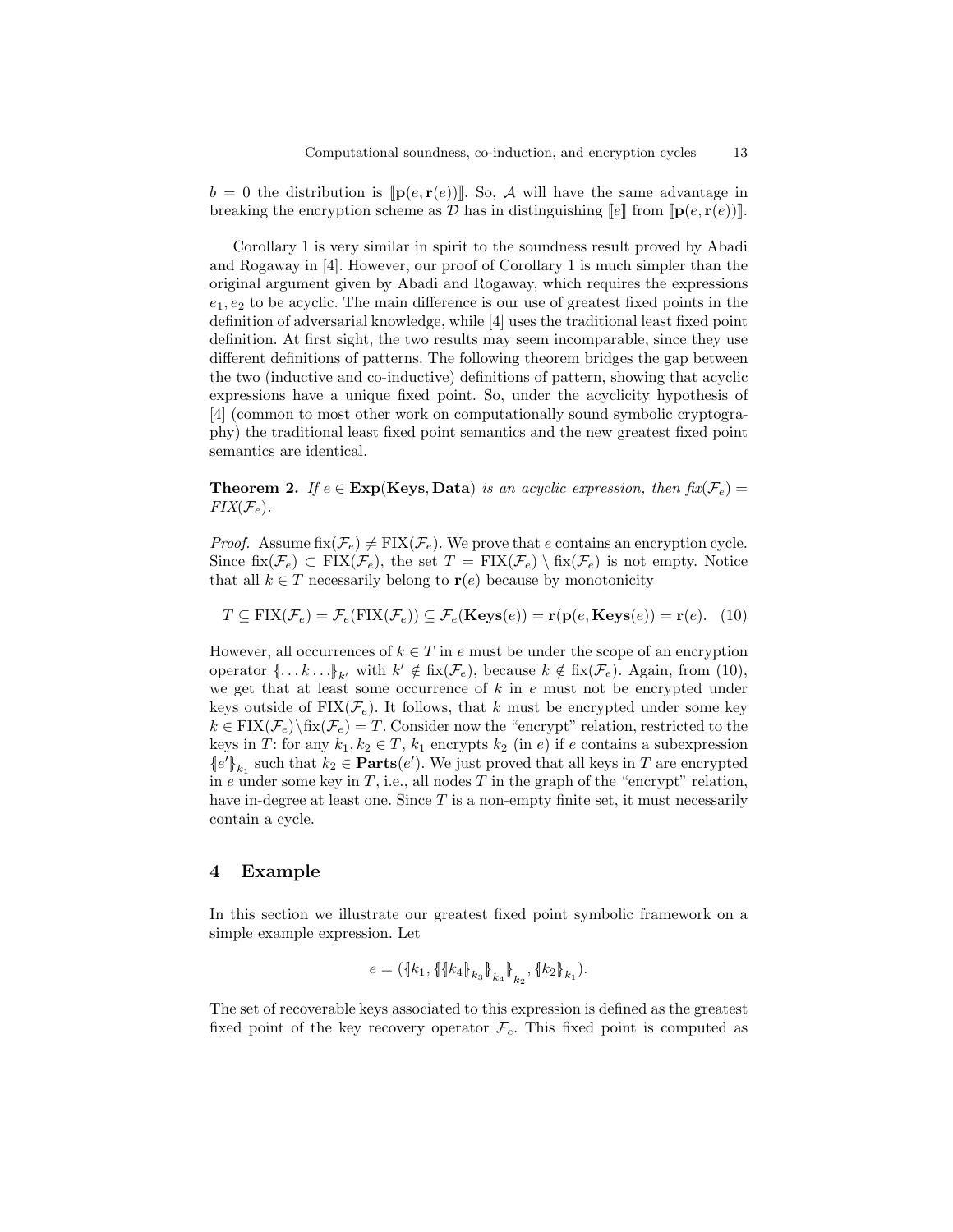$b = 0$ the distribution is $[\![\mathbf{p}(e, \mathbf{r}(e))]\!]$. So, $\mathcal{A}$ will have the same advantage in breaking the encryption scheme as $\mathcal{D}$ has in distinguishing $[\![e]\!]$ from $[\![\mathbf{p}(e, \mathbf{r}(e))]\!]$.

Corollary 1 is very similar in spirit to the soundness result proved by Abadi and Rogaway in [4]. However, our proof of Corollary 1 is much simpler than the original argument given by Abadi and Rogaway, which requires the expressions $e_1, e_2$ to be acyclic. The main difference is our use of greatest fixed points in the definition of adversarial knowledge, while [4] uses the traditional least fixed point definition. At first sight, the two results may seem incomparable, since they use different definitions of patterns. The following theorem bridges the gap between the two (inductive and co-inductive) definitions of pattern, showing that acyclic expressions have a unique fixed point. So, under the acyclicity hypothesis of [4] (common to most other work on computationally sound symbolic cryptography) the traditional least fixed point semantics and the new greatest fixed point semantics are identical.

**Theorem 2.** *If $e \in \mathbf{Exp}(\mathbf{Keys}, \mathbf{Data})$ is an acyclic expression, then $\mathit{fix}(\mathcal{F}_e) = \mathit{FIX}(\mathcal{F}_e)$.*

*Proof.* Assume $\mathrm{fix}(\mathcal{F}_e) \neq \mathrm{FIX}(\mathcal{F}_e)$. We prove that $e$ contains an encryption cycle. Since $\mathrm{fix}(\mathcal{F}_e) \subset \mathrm{FIX}(\mathcal{F}_e)$, the set $T = \mathrm{FIX}(\mathcal{F}_e) \setminus \mathrm{fix}(\mathcal{F}_e)$ is not empty. Notice that all $k \in T$ necessarily belong to $\mathbf{r}(e)$ because by monotonicity

$$T \subseteq \mathrm{FIX}(\mathcal{F}_e) = \mathcal{F}_e(\mathrm{FIX}(\mathcal{F}_e)) \subseteq \mathcal{F}_e(\mathbf{Keys}(e)) = \mathbf{r}(\mathbf{p}(e, \mathbf{Keys}(e)) = \mathbf{r}(e). \quad (10)$$

However, all occurrences of $k \in T$ in $e$ must be under the scope of an encryption operator $\{\!|\ldots k \ldots|\!\}_{k'}$ with $k' \notin \mathrm{fix}(\mathcal{F}_e)$, because $k \notin \mathrm{fix}(\mathcal{F}_e)$. Again, from (10), we get that at least some occurrence of $k$ in $e$ must not be encrypted under keys outside of $\mathrm{FIX}(\mathcal{F}_e)$. It follows, that $k$ must be encrypted under some key $k \in \mathrm{FIX}(\mathcal{F}_e) \setminus \mathrm{fix}(\mathcal{F}_e) = T$. Consider now the "encrypt" relation, restricted to the keys in $T$: for any $k_1, k_2 \in T$, $k_1$ encrypts $k_2$ (in $e$) if $e$ contains a subexpression $\{\!|e'|\!\}_{k_1}$ such that $k_2 \in \mathbf{Parts}(e')$. We just proved that all keys in $T$ are encrypted in $e$ under some key in $T$, i.e., all nodes $T$ in the graph of the "encrypt" relation, have in-degree at least one. Since $T$ is a non-empty finite set, it must necessarily contain a cycle.

## 4 Example

In this section we illustrate our greatest fixed point symbolic framework on a simple example expression. Let

$$e = (\{\!|k_1, \{\!|\{\!|k_4|\!\}_{k_3}|\!\}_{k_4}|\!\}_{k_2}, \{\!|k_2|\!\}_{k_1}).$$

The set of recoverable keys associated to this expression is defined as the greatest fixed point of the key recovery operator $\mathcal{F}_e$. This fixed point is computed as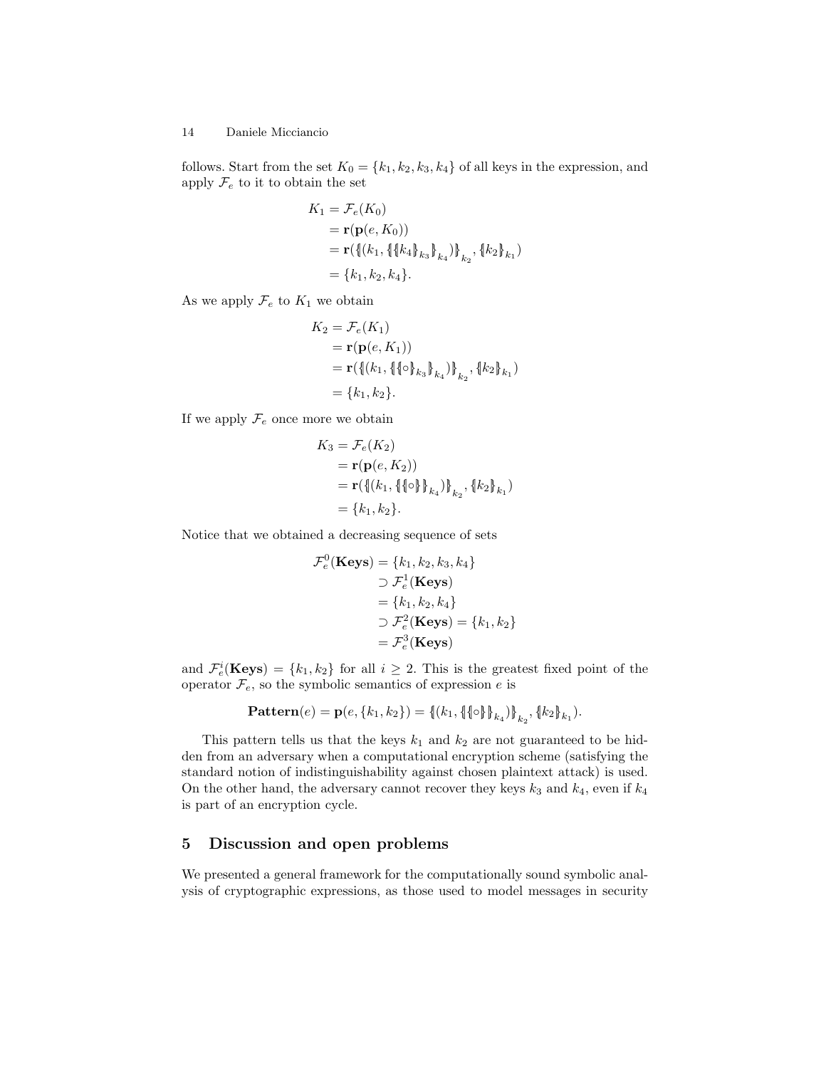follows. Start from the set $K_0 = \{k_1, k_2, k_3, k_4\}$ of all keys in the expression, and apply $\mathcal{F}_e$ to it to obtain the set

$$
\begin{aligned}
K_1 &= \mathcal{F}_e(K_0) \\
&= \mathbf{r}(\mathbf{p}(e, K_0)) \\
&= \mathbf{r}(\{\!|(k_1, \{\!|\{\!|k_4|\!\}_{k_3}|\!\}_{k_4})|\!\}_{k_2}, \{\!|k_2|\!\}_{k_1}) \\
&= \{k_1, k_2, k_4\}.
\end{aligned}
$$

As we apply $\mathcal{F}_e$ to $K_1$ we obtain

$$
\begin{aligned}
K_2 &= \mathcal{F}_e(K_1) \\
&= \mathbf{r}(\mathbf{p}(e, K_1)) \\
&= \mathbf{r}(\{\!|(k_1, \{\!|\{\!|\circ|\!\}_{k_3}|\!\}_{k_4})|\!\}_{k_2}, \{\!|k_2|\!\}_{k_1}) \\
&= \{k_1, k_2\}.
\end{aligned}
$$

If we apply $\mathcal{F}_e$ once more we obtain

$$
\begin{aligned}
K_3 &= \mathcal{F}_e(K_2) \\
&= \mathbf{r}(\mathbf{p}(e, K_2)) \\
&= \mathbf{r}(\{\!|(k_1, \{\!|\{\!|\circ|\!\}|\!\}_{k_4})|\!\}_{k_2}, \{\!|k_2|\!\}_{k_1}) \\
&= \{k_1, k_2\}.
\end{aligned}
$$

Notice that we obtained a decreasing sequence of sets

$$
\begin{aligned}
\mathcal{F}_e^0(\mathbf{Keys}) &= \{k_1, k_2, k_3, k_4\} \\
&\supset \mathcal{F}_e^1(\mathbf{Keys}) \\
&= \{k_1, k_2, k_4\} \\
&\supset \mathcal{F}_e^2(\mathbf{Keys}) = \{k_1, k_2\} \\
&= \mathcal{F}_e^3(\mathbf{Keys})
\end{aligned}
$$

and $\mathcal{F}_e^i(\mathbf{Keys}) = \{k_1, k_2\}$ for all $i \geq 2$. This is the greatest fixed point of the operator $\mathcal{F}_e$, so the symbolic semantics of expression $e$ is

$$
\mathbf{Pattern}(e) = \mathbf{p}(e, \{k_1, k_2\}) = \{\!|(k_1, \{\!|\{\!|\circ|\!\}|\!\}_{k_4})|\!\}_{k_2}, \{\!|k_2|\!\}_{k_1}).
$$

This pattern tells us that the keys $k_1$ and $k_2$ are not guaranteed to be hidden from an adversary when a computational encryption scheme (satisfying the standard notion of indistinguishability against chosen plaintext attack) is used. On the other hand, the adversary cannot recover they keys $k_3$ and $k_4$, even if $k_4$ is part of an encryption cycle.

## 5 Discussion and open problems

We presented a general framework for the computationally sound symbolic analysis of cryptographic expressions, as those used to model messages in security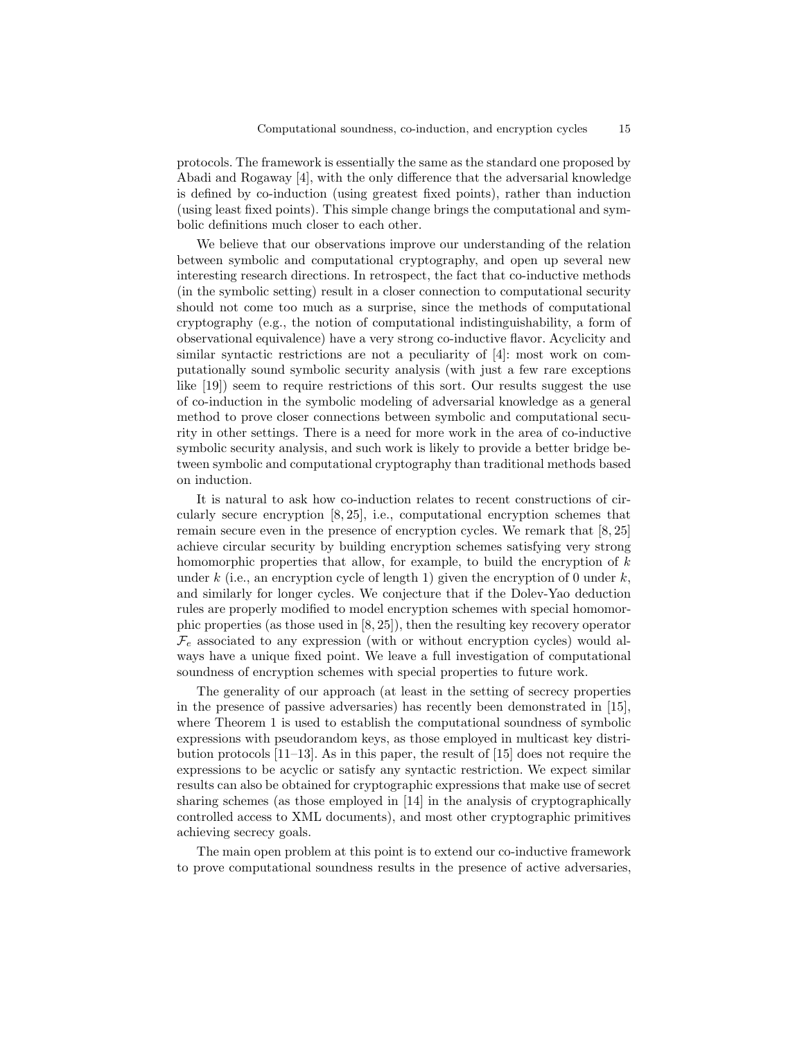protocols. The framework is essentially the same as the standard one proposed by Abadi and Rogaway [4], with the only difference that the adversarial knowledge is defined by co-induction (using greatest fixed points), rather than induction (using least fixed points). This simple change brings the computational and symbolic definitions much closer to each other.

We believe that our observations improve our understanding of the relation between symbolic and computational cryptography, and open up several new interesting research directions. In retrospect, the fact that co-inductive methods (in the symbolic setting) result in a closer connection to computational security should not come too much as a surprise, since the methods of computational cryptography (e.g., the notion of computational indistinguishability, a form of observational equivalence) have a very strong co-inductive flavor. Acyclicity and similar syntactic restrictions are not a peculiarity of [4]: most work on computationally sound symbolic security analysis (with just a few rare exceptions like [19]) seem to require restrictions of this sort. Our results suggest the use of co-induction in the symbolic modeling of adversarial knowledge as a general method to prove closer connections between symbolic and computational security in other settings. There is a need for more work in the area of co-inductive symbolic security analysis, and such work is likely to provide a better bridge between symbolic and computational cryptography than traditional methods based on induction.

It is natural to ask how co-induction relates to recent constructions of circularly secure encryption [8, 25], i.e., computational encryption schemes that remain secure even in the presence of encryption cycles. We remark that [8, 25] achieve circular security by building encryption schemes satisfying very strong homomorphic properties that allow, for example, to build the encryption of $k$ under $k$ (i.e., an encryption cycle of length 1) given the encryption of 0 under $k$, and similarly for longer cycles. We conjecture that if the Dolev-Yao deduction rules are properly modified to model encryption schemes with special homomorphic properties (as those used in [8, 25]), then the resulting key recovery operator $\mathcal{F}_e$ associated to any expression (with or without encryption cycles) would always have a unique fixed point. We leave a full investigation of computational soundness of encryption schemes with special properties to future work.

The generality of our approach (at least in the setting of secrecy properties in the presence of passive adversaries) has recently been demonstrated in [15], where Theorem 1 is used to establish the computational soundness of symbolic expressions with pseudorandom keys, as those employed in multicast key distribution protocols [11–13]. As in this paper, the result of [15] does not require the expressions to be acyclic or satisfy any syntactic restriction. We expect similar results can also be obtained for cryptographic expressions that make use of secret sharing schemes (as those employed in [14] in the analysis of cryptographically controlled access to XML documents), and most other cryptographic primitives achieving secrecy goals.

The main open problem at this point is to extend our co-inductive framework to prove computational soundness results in the presence of active adversaries,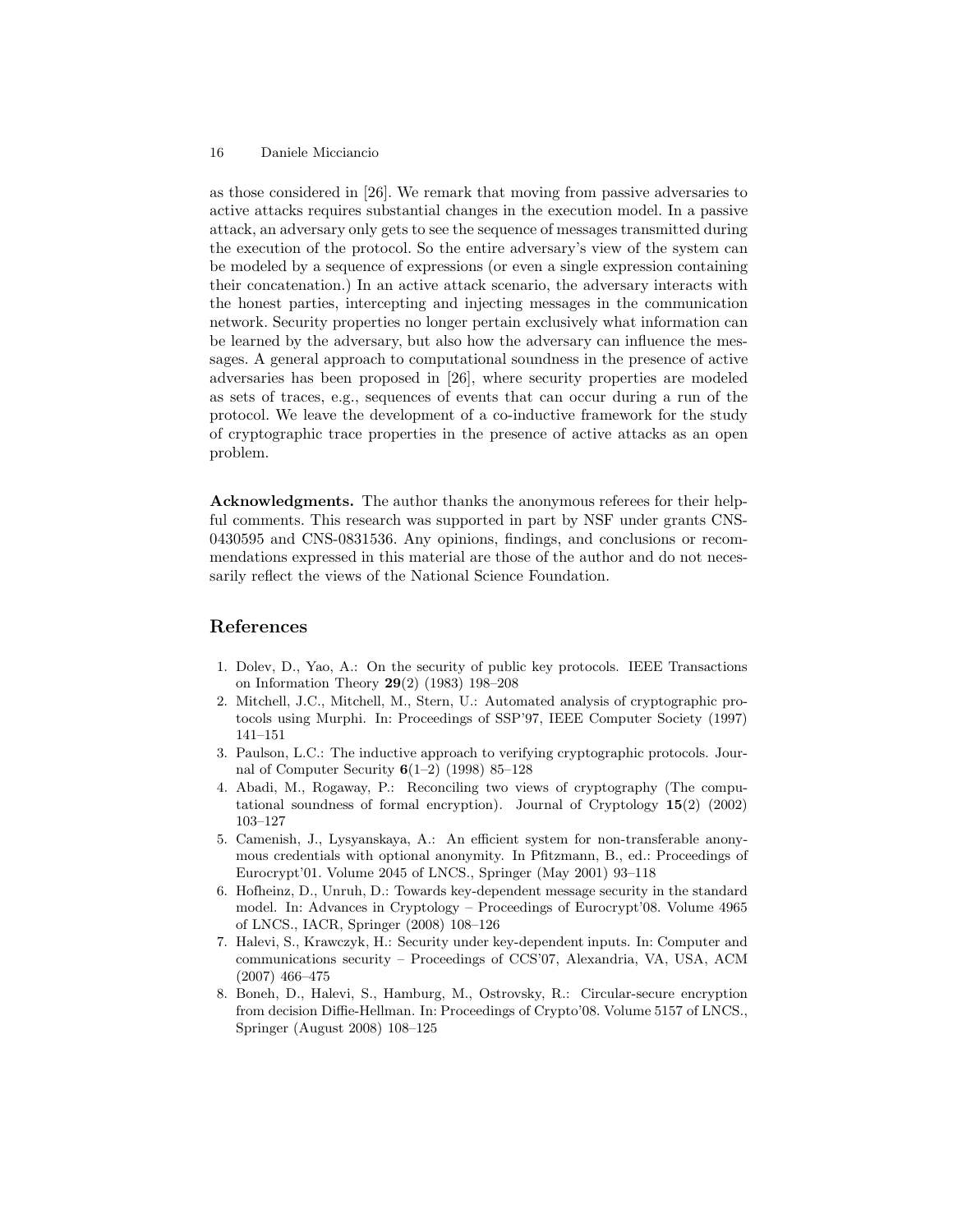as those considered in [26]. We remark that moving from passive adversaries to active attacks requires substantial changes in the execution model. In a passive attack, an adversary only gets to see the sequence of messages transmitted during the execution of the protocol. So the entire adversary's view of the system can be modeled by a sequence of expressions (or even a single expression containing their concatenation.) In an active attack scenario, the adversary interacts with the honest parties, intercepting and injecting messages in the communication network. Security properties no longer pertain exclusively what information can be learned by the adversary, but also how the adversary can influence the messages. A general approach to computational soundness in the presence of active adversaries has been proposed in [26], where security properties are modeled as sets of traces, e.g., sequences of events that can occur during a run of the protocol. We leave the development of a co-inductive framework for the study of cryptographic trace properties in the presence of active attacks as an open problem.

**Acknowledgments.** The author thanks the anonymous referees for their helpful comments. This research was supported in part by NSF under grants CNS-0430595 and CNS-0831536. Any opinions, findings, and conclusions or recommendations expressed in this material are those of the author and do not necessarily reflect the views of the National Science Foundation.

## References

1. Dolev, D., Yao, A.: On the security of public key protocols. IEEE Transactions on Information Theory **29**(2) (1983) 198–208
2. Mitchell, J.C., Mitchell, M., Stern, U.: Automated analysis of cryptographic protocols using Murphi. In: Proceedings of SSP'97, IEEE Computer Society (1997) 141–151
3. Paulson, L.C.: The inductive approach to verifying cryptographic protocols. Journal of Computer Security **6**(1–2) (1998) 85–128
4. Abadi, M., Rogaway, P.: Reconciling two views of cryptography (The computational soundness of formal encryption). Journal of Cryptology **15**(2) (2002) 103–127
5. Camenish, J., Lysyanskaya, A.: An efficient system for non-transferable anonymous credentials with optional anonymity. In Pfitzmann, B., ed.: Proceedings of Eurocrypt'01. Volume 2045 of LNCS., Springer (May 2001) 93–118
6. Hofheinz, D., Unruh, D.: Towards key-dependent message security in the standard model. In: Advances in Cryptology – Proceedings of Eurocrypt'08. Volume 4965 of LNCS., IACR, Springer (2008) 108–126
7. Halevi, S., Krawczyk, H.: Security under key-dependent inputs. In: Computer and communications security – Proceedings of CCS'07, Alexandria, VA, USA, ACM (2007) 466–475
8. Boneh, D., Halevi, S., Hamburg, M., Ostrovsky, R.: Circular-secure encryption from decision Diffie-Hellman. In: Proceedings of Crypto'08. Volume 5157 of LNCS., Springer (August 2008) 108–125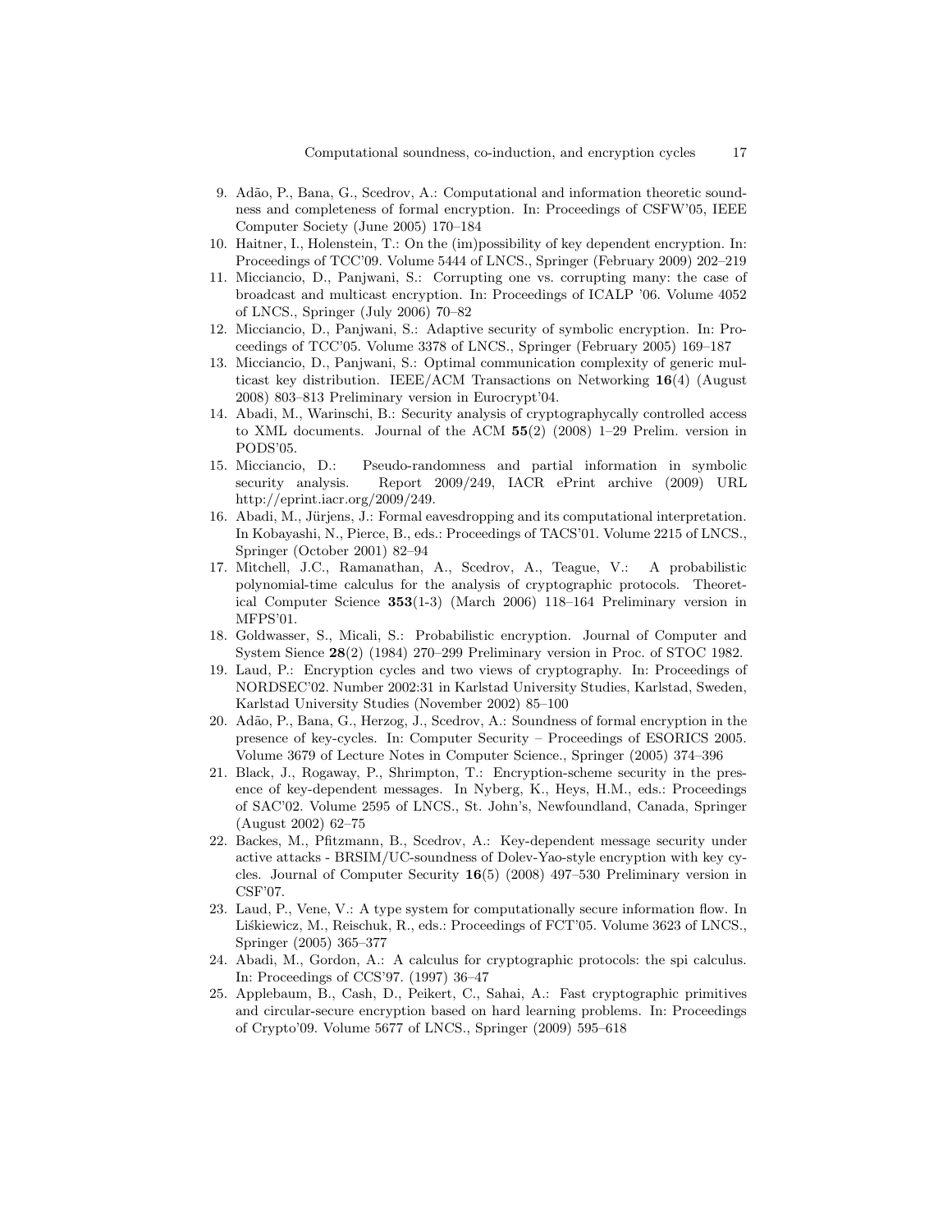9. Adão, P., Bana, G., Scedrov, A.: Computational and information theoretic soundness and completeness of formal encryption. In: Proceedings of CSFW'05, IEEE Computer Society (June 2005) 170–184
10. Haitner, I., Holenstein, T.: On the (im)possibility of key dependent encryption. In: Proceedings of TCC'09. Volume 5444 of LNCS., Springer (February 2009) 202–219
11. Micciancio, D., Panjwani, S.: Corrupting one vs. corrupting many: the case of broadcast and multicast encryption. In: Proceedings of ICALP '06. Volume 4052 of LNCS., Springer (July 2006) 70–82
12. Micciancio, D., Panjwani, S.: Adaptive security of symbolic encryption. In: Proceedings of TCC'05. Volume 3378 of LNCS., Springer (February 2005) 169–187
13. Micciancio, D., Panjwani, S.: Optimal communication complexity of generic multicast key distribution. IEEE/ACM Transactions on Networking **16**(4) (August 2008) 803–813 Preliminary version in Eurocrypt'04.
14. Abadi, M., Warinschi, B.: Security analysis of cryptographycally controlled access to XML documents. Journal of the ACM **55**(2) (2008) 1–29 Prelim. version in PODS'05.
15. Micciancio, D.: Pseudo-randomness and partial information in symbolic security analysis. Report 2009/249, IACR ePrint archive (2009) URL http://eprint.iacr.org/2009/249.
16. Abadi, M., Jürjens, J.: Formal eavesdropping and its computational interpretation. In Kobayashi, N., Pierce, B., eds.: Proceedings of TACS'01. Volume 2215 of LNCS., Springer (October 2001) 82–94
17. Mitchell, J.C., Ramanathan, A., Scedrov, A., Teague, V.: A probabilistic polynomial-time calculus for the analysis of cryptographic protocols. Theoretical Computer Science **353**(1-3) (March 2006) 118–164 Preliminary version in MFPS'01.
18. Goldwasser, S., Micali, S.: Probabilistic encryption. Journal of Computer and System Sience **28**(2) (1984) 270–299 Preliminary version in Proc. of STOC 1982.
19. Laud, P.: Encryption cycles and two views of cryptography. In: Proceedings of NORDSEC'02. Number 2002:31 in Karlstad University Studies, Karlstad, Sweden, Karlstad University Studies (November 2002) 85–100
20. Adão, P., Bana, G., Herzog, J., Scedrov, A.: Soundness of formal encryption in the presence of key-cycles. In: Computer Security – Proceedings of ESORICS 2005. Volume 3679 of Lecture Notes in Computer Science., Springer (2005) 374–396
21. Black, J., Rogaway, P., Shrimpton, T.: Encryption-scheme security in the presence of key-dependent messages. In Nyberg, K., Heys, H.M., eds.: Proceedings of SAC'02. Volume 2595 of LNCS., St. John's, Newfoundland, Canada, Springer (August 2002) 62–75
22. Backes, M., Pfitzmann, B., Scedrov, A.: Key-dependent message security under active attacks - BRSIM/UC-soundness of Dolev-Yao-style encryption with key cycles. Journal of Computer Security **16**(5) (2008) 497–530 Preliminary version in CSF'07.
23. Laud, P., Vene, V.: A type system for computationally secure information flow. In Liśkiewicz, M., Reischuk, R., eds.: Proceedings of FCT'05. Volume 3623 of LNCS., Springer (2005) 365–377
24. Abadi, M., Gordon, A.: A calculus for cryptographic protocols: the spi calculus. In: Proceedings of CCS'97. (1997) 36–47
25. Applebaum, B., Cash, D., Peikert, C., Sahai, A.: Fast cryptographic primitives and circular-secure encryption based on hard learning problems. In: Proceedings of Crypto'09. Volume 5677 of LNCS., Springer (2009) 595–618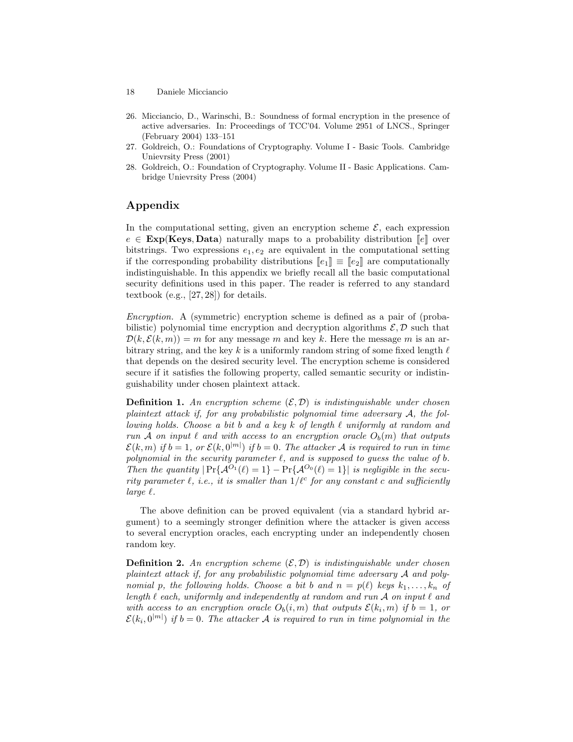26. Micciancio, D., Warinschi, B.: Soundness of formal encryption in the presence of active adversaries. In: Proceedings of TCC'04. Volume 2951 of LNCS., Springer (February 2004) 133–151
27. Goldreich, O.: Foundations of Cryptography. Volume I - Basic Tools. Cambridge Unievrsity Press (2001)
28. Goldreich, O.: Foundation of Cryptography. Volume II - Basic Applications. Cambridge Unievrsity Press (2004)

## Appendix

In the computational setting, given an encryption scheme $\mathcal{E}$, each expression $e \in \mathbf{Exp}(\mathbf{Keys}, \mathbf{Data})$ naturally maps to a probability distribution $[\![e]\!]$ over bitstrings. Two expressions $e_1, e_2$ are equivalent in the computational setting if the corresponding probability distributions $[\![e_1]\!] \equiv [\![e_2]\!]$ are computationally indistinguishable. In this appendix we briefly recall all the basic computational security definitions used in this paper. The reader is referred to any standard textbook (e.g., [27, 28]) for details.

*Encryption.* A (symmetric) encryption scheme is defined as a pair of (probabilistic) polynomial time encryption and decryption algorithms $\mathcal{E}, \mathcal{D}$ such that $\mathcal{D}(k, \mathcal{E}(k, m)) = m$ for any message $m$ and key $k$. Here the message $m$ is an arbitrary string, and the key $k$ is a uniformly random string of some fixed length $\ell$ that depends on the desired security level. The encryption scheme is considered secure if it satisfies the following property, called semantic security or indistinguishability under chosen plaintext attack.

**Definition 1.** *An encryption scheme $(\mathcal{E}, \mathcal{D})$ is indistinguishable under chosen plaintext attack if, for any probabilistic polynomial time adversary $\mathcal{A}$, the following holds. Choose a bit $b$ and a key $k$ of length $\ell$ uniformly at random and run $\mathcal{A}$ on input $\ell$ and with access to an encryption oracle $O_b(m)$ that outputs $\mathcal{E}(k, m)$ if $b = 1$, or $\mathcal{E}(k, 0^{|m|})$ if $b = 0$. The attacker $\mathcal{A}$ is required to run in time polynomial in the security parameter $\ell$, and is supposed to guess the value of $b$. Then the quantity $|\Pr\{\mathcal{A}^{O_1}(\ell) = 1\} - \Pr\{\mathcal{A}^{O_0}(\ell) = 1\}|$ is negligible in the security parameter $\ell$, i.e., it is smaller than $1/\ell^c$ for any constant $c$ and sufficiently large $\ell$.*

The above definition can be proved equivalent (via a standard hybrid argument) to a seemingly stronger definition where the attacker is given access to several encryption oracles, each encrypting under an independently chosen random key.

**Definition 2.** *An encryption scheme $(\mathcal{E}, \mathcal{D})$ is indistinguishable under chosen plaintext attack if, for any probabilistic polynomial time adversary $\mathcal{A}$ and polynomial $p$, the following holds. Choose a bit $b$ and $n = p(\ell)$ keys $k_1, \ldots, k_n$ of length $\ell$ each, uniformly and independently at random and run $\mathcal{A}$ on input $\ell$ and with access to an encryption oracle $O_b(i, m)$ that outputs $\mathcal{E}(k_i, m)$ if $b = 1$, or $\mathcal{E}(k_i, 0^{|m|})$ if $b = 0$. The attacker $\mathcal{A}$ is required to run in time polynomial in the*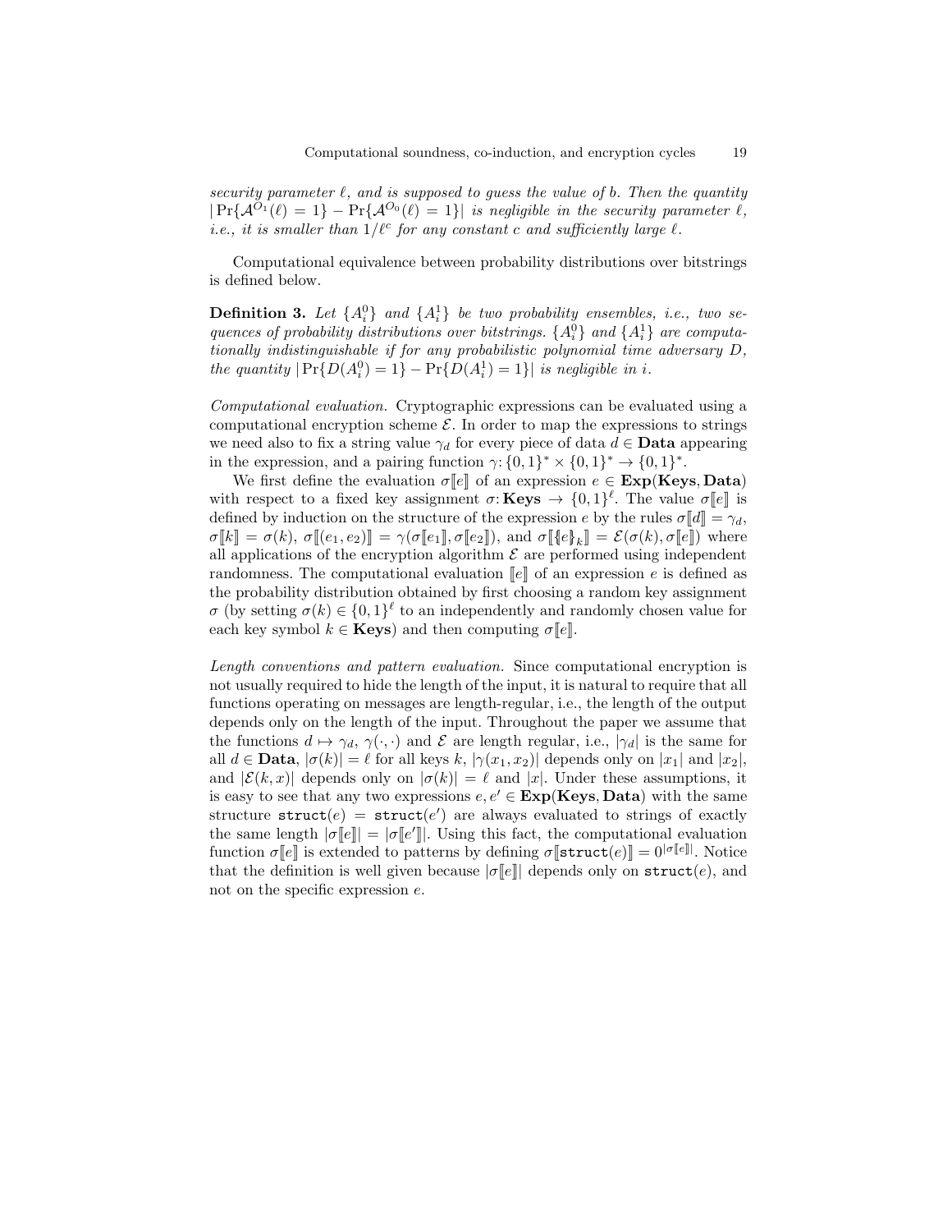*security parameter $\ell$, and is supposed to guess the value of $b$. Then the quantity $|\Pr\{\mathcal{A}^{O_1}(\ell) = 1\} - \Pr\{\mathcal{A}^{O_0}(\ell) = 1\}|$ is negligible in the security parameter $\ell$, i.e., it is smaller than $1/\ell^c$ for any constant $c$ and sufficiently large $\ell$.*

Computational equivalence between probability distributions over bitstrings is defined below.

**Definition 3.** *Let $\{A_i^0\}$ and $\{A_i^1\}$ be two probability ensembles, i.e., two sequences of probability distributions over bitstrings. $\{A_i^0\}$ and $\{A_i^1\}$ are computationally indistinguishable if for any probabilistic polynomial time adversary $D$, the quantity $|\Pr\{D(A_i^0) = 1\} - \Pr\{D(A_i^1) = 1\}|$ is negligible in $i$.*

*Computational evaluation.* Cryptographic expressions can be evaluated using a computational encryption scheme $\mathcal{E}$. In order to map the expressions to strings we need also to fix a string value $\gamma_d$ for every piece of data $d \in \mathbf{Data}$ appearing in the expression, and a pairing function $\gamma\colon \{0,1\}^* \times \{0,1\}^* \to \{0,1\}^*$.

We first define the evaluation $\sigma[\![e]\!]$ of an expression $e \in \mathbf{Exp}(\mathbf{Keys}, \mathbf{Data})$ with respect to a fixed key assignment $\sigma\colon \mathbf{Keys} \to \{0,1\}^\ell$. The value $\sigma[\![e]\!]$ is defined by induction on the structure of the expression $e$ by the rules $\sigma[\![d]\!] = \gamma_d$, $\sigma[\![k]\!] = \sigma(k)$, $\sigma[\![(e_1, e_2)]\!] = \gamma(\sigma[\![e_1]\!], \sigma[\![e_2]\!])$, and $\sigma[\![\{\!|e|\!\}_k]\!] = \mathcal{E}(\sigma(k), \sigma[\![e]\!])$ where all applications of the encryption algorithm $\mathcal{E}$ are performed using independent randomness. The computational evaluation $[\![e]\!]$ of an expression $e$ is defined as the probability distribution obtained by first choosing a random key assignment $\sigma$ (by setting $\sigma(k) \in \{0,1\}^\ell$ to an independently and randomly chosen value for each key symbol $k \in \mathbf{Keys}$) and then computing $\sigma[\![e]\!]$.

*Length conventions and pattern evaluation.* Since computational encryption is not usually required to hide the length of the input, it is natural to require that all functions operating on messages are length-regular, i.e., the length of the output depends only on the length of the input. Throughout the paper we assume that the functions $d \mapsto \gamma_d$, $\gamma(\cdot,\cdot)$ and $\mathcal{E}$ are length regular, i.e., $|\gamma_d|$ is the same for all $d \in \mathbf{Data}$, $|\sigma(k)| = \ell$ for all keys $k$, $|\gamma(x_1, x_2)|$ depends only on $|x_1|$ and $|x_2|$, and $|\mathcal{E}(k, x)|$ depends only on $|\sigma(k)| = \ell$ and $|x|$. Under these assumptions, it is easy to see that any two expressions $e, e' \in \mathbf{Exp}(\mathbf{Keys}, \mathbf{Data})$ with the same structure $\texttt{struct}(e) = \texttt{struct}(e')$ are always evaluated to strings of exactly the same length $|\sigma[\![e]\!]| = |\sigma[\![e']\!]|$. Using this fact, the computational evaluation function $\sigma[\![e]\!]$ is extended to patterns by defining $\sigma[\![\texttt{struct}(e)]\!] = 0^{|\sigma[\![e]\!]|}$. Notice that the definition is well given because $|\sigma[\![e]\!]|$ depends only on $\texttt{struct}(e)$, and not on the specific expression $e$.